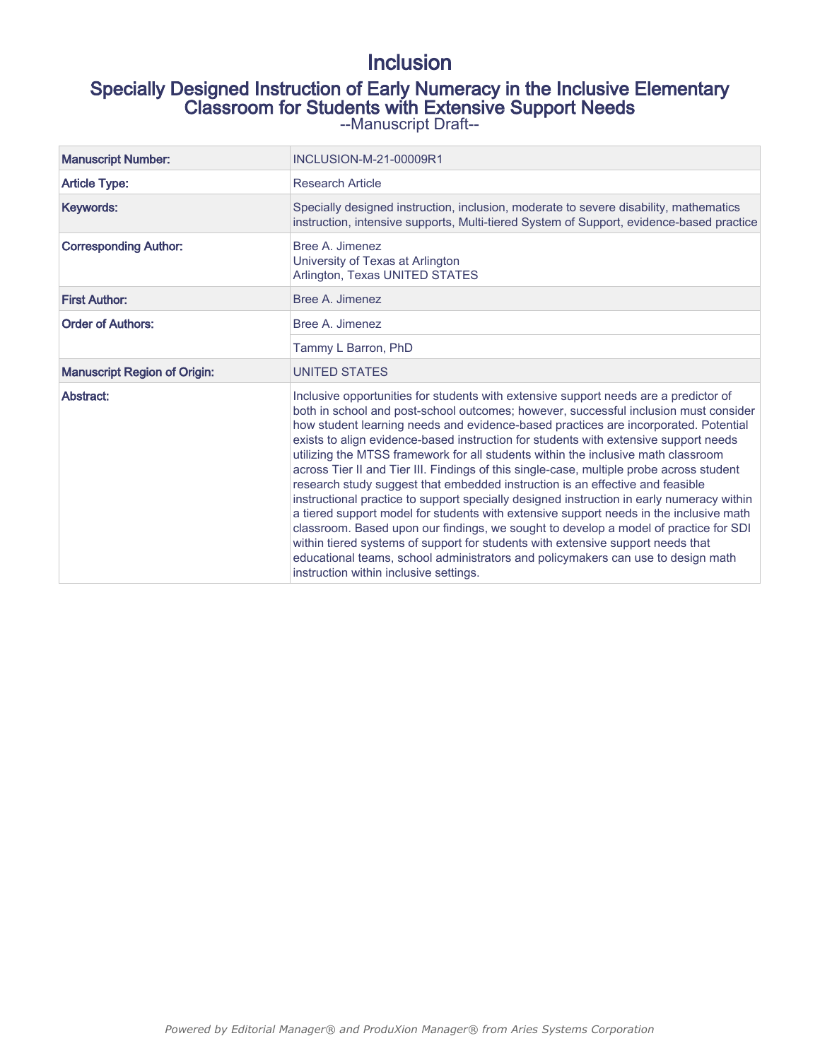# Inclusion

## Specially Designed Instruction of Early Numeracy in the Inclusive Elementary Classroom for Students with Extensive Support Needs

--Manuscript Draft--

| | |
|---|---|
| **Manuscript Number:** | INCLUSION-M-21-00009R1 |
| **Article Type:** | Research Article |
| **Keywords:** | Specially designed instruction, inclusion, moderate to severe disability, mathematics instruction, intensive supports, Multi-tiered System of Support, evidence-based practice |
| **Corresponding Author:** | Bree A. Jimenez<br>University of Texas at Arlington<br>Arlington, Texas UNITED STATES |
| **First Author:** | Bree A. Jimenez |
| **Order of Authors:** | Bree A. Jimenez |
| | Tammy L Barron, PhD |
| **Manuscript Region of Origin:** | UNITED STATES |
| **Abstract:** | Inclusive opportunities for students with extensive support needs are a predictor of both in school and post-school outcomes; however, successful inclusion must consider how student learning needs and evidence-based practices are incorporated. Potential exists to align evidence-based instruction for students with extensive support needs utilizing the MTSS framework for all students within the inclusive math classroom across Tier II and Tier III. Findings of this single-case, multiple probe across student research study suggest that embedded instruction is an effective and feasible instructional practice to support specially designed instruction in early numeracy within a tiered support model for students with extensive support needs in the inclusive math classroom. Based upon our findings, we sought to develop a model of practice for SDI within tiered systems of support for students with extensive support needs that educational teams, school administrators and policymakers can use to design math instruction within inclusive settings. |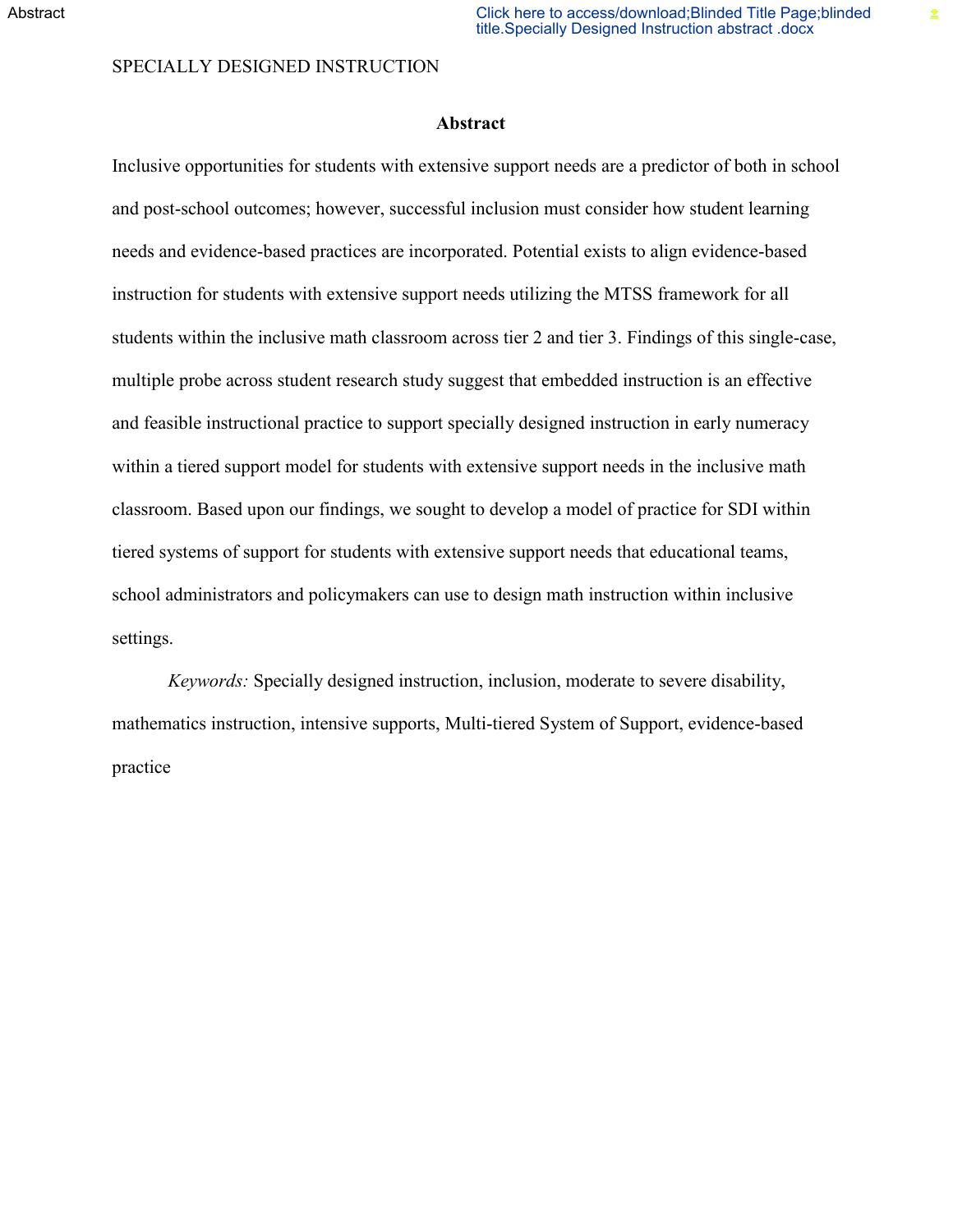## Abstract

Inclusive opportunities for students with extensive support needs are a predictor of both in school and post-school outcomes; however, successful inclusion must consider how student learning needs and evidence-based practices are incorporated. Potential exists to align evidence-based instruction for students with extensive support needs utilizing the MTSS framework for all students within the inclusive math classroom across tier 2 and tier 3. Findings of this single-case, multiple probe across student research study suggest that embedded instruction is an effective and feasible instructional practice to support specially designed instruction in early numeracy within a tiered support model for students with extensive support needs in the inclusive math classroom. Based upon our findings, we sought to develop a model of practice for SDI within tiered systems of support for students with extensive support needs that educational teams, school administrators and policymakers can use to design math instruction within inclusive settings.

*Keywords:* Specially designed instruction, inclusion, moderate to severe disability, mathematics instruction, intensive supports, Multi-tiered System of Support, evidence-based practice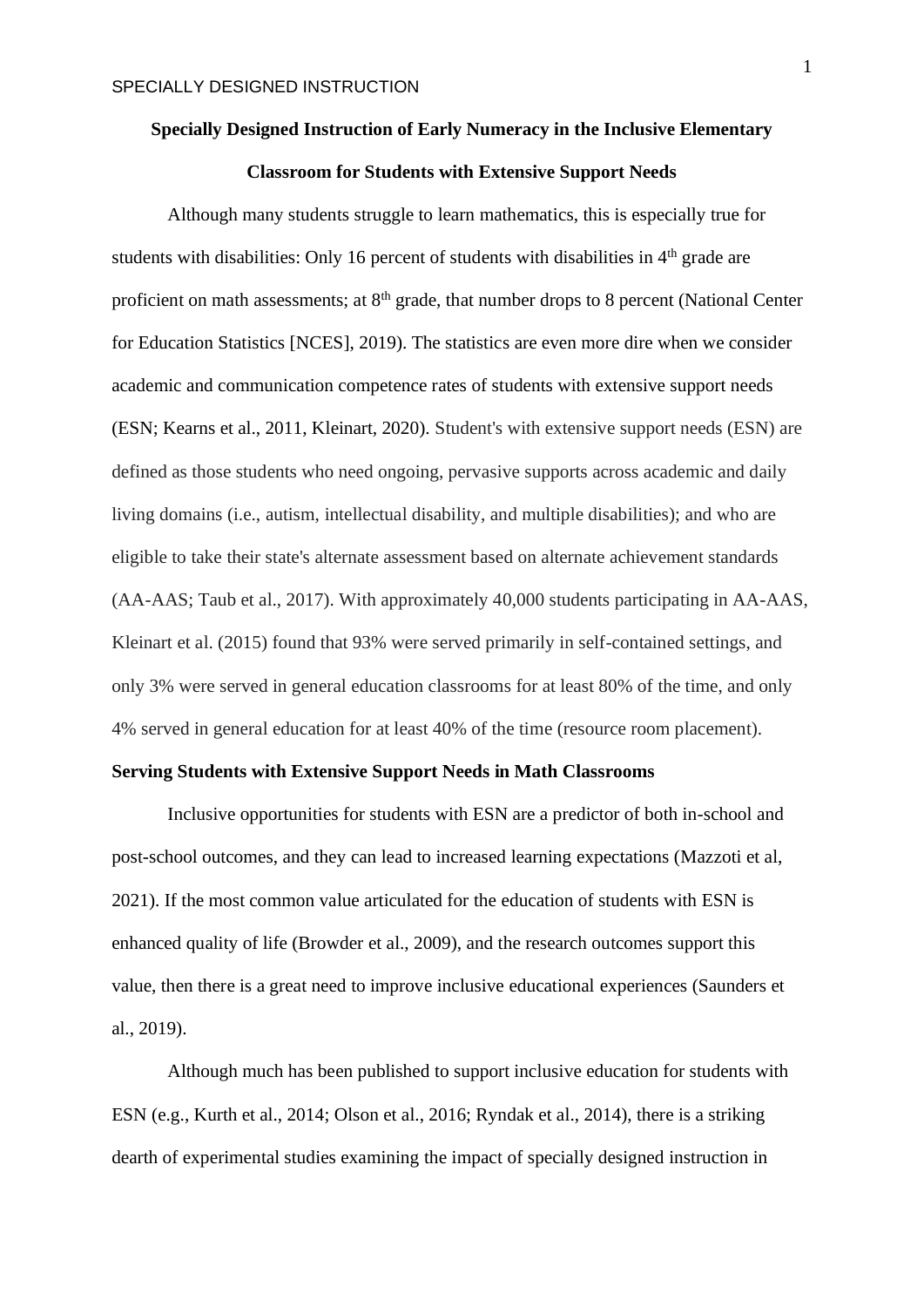## Specially Designed Instruction of Early Numeracy in the Inclusive Elementary Classroom for Students with Extensive Support Needs

Although many students struggle to learn mathematics, this is especially true for students with disabilities: Only 16 percent of students with disabilities in 4th grade are proficient on math assessments; at 8th grade, that number drops to 8 percent (National Center for Education Statistics [NCES], 2019). The statistics are even more dire when we consider academic and communication competence rates of students with extensive support needs (ESN; Kearns et al., 2011, Kleinart, 2020). Student's with extensive support needs (ESN) are defined as those students who need ongoing, pervasive supports across academic and daily living domains (i.e., autism, intellectual disability, and multiple disabilities); and who are eligible to take their state's alternate assessment based on alternate achievement standards (AA-AAS; Taub et al., 2017). With approximately 40,000 students participating in AA-AAS, Kleinart et al. (2015) found that 93% were served primarily in self-contained settings, and only 3% were served in general education classrooms for at least 80% of the time, and only 4% served in general education for at least 40% of the time (resource room placement).

### Serving Students with Extensive Support Needs in Math Classrooms

Inclusive opportunities for students with ESN are a predictor of both in-school and post-school outcomes, and they can lead to increased learning expectations (Mazzoti et al, 2021). If the most common value articulated for the education of students with ESN is enhanced quality of life (Browder et al., 2009), and the research outcomes support this value, then there is a great need to improve inclusive educational experiences (Saunders et al., 2019).

Although much has been published to support inclusive education for students with ESN (e.g., Kurth et al., 2014; Olson et al., 2016; Ryndak et al., 2014), there is a striking dearth of experimental studies examining the impact of specially designed instruction in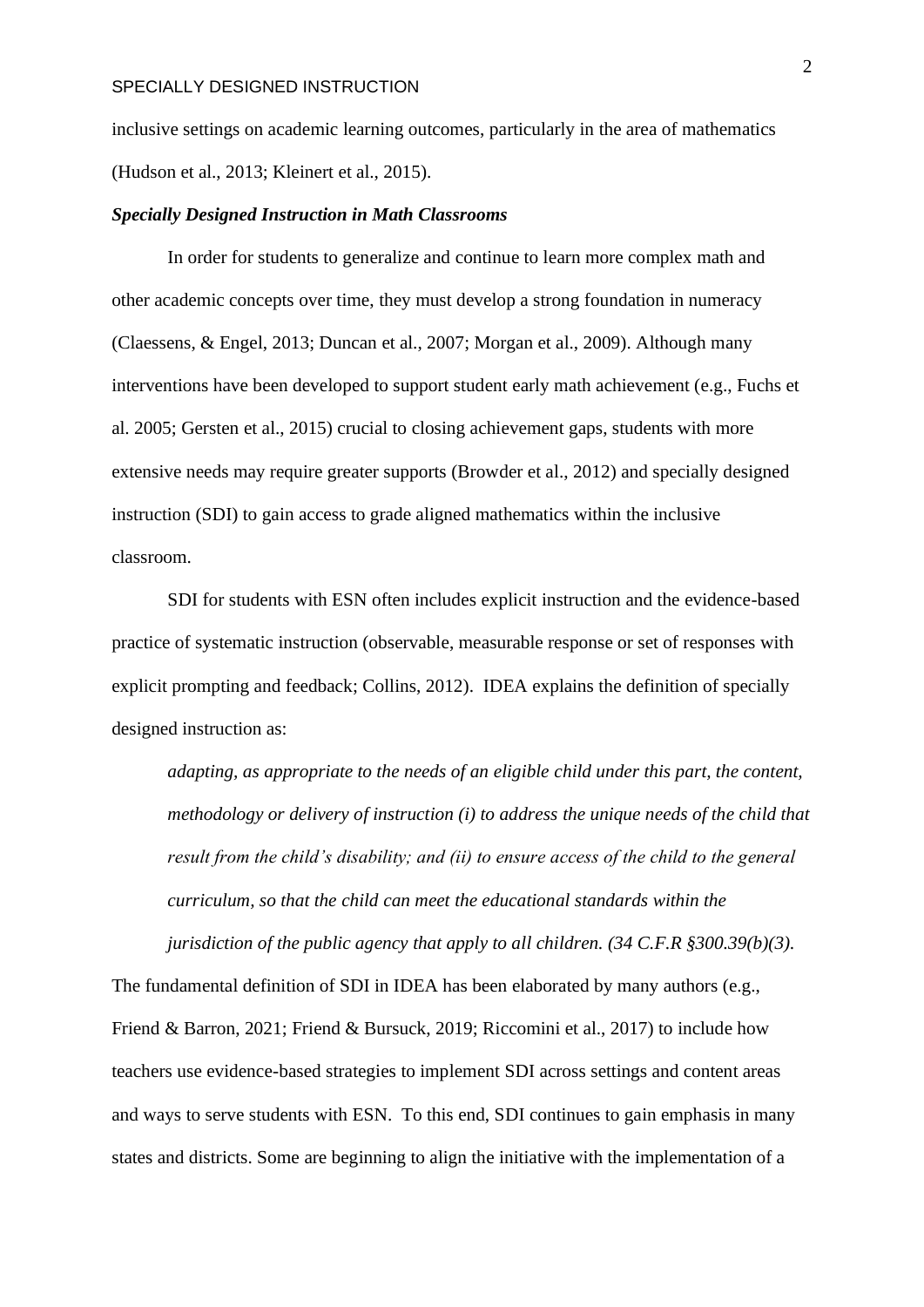inclusive settings on academic learning outcomes, particularly in the area of mathematics (Hudson et al., 2013; Kleinert et al., 2015).

### *Specially Designed Instruction in Math Classrooms*

In order for students to generalize and continue to learn more complex math and other academic concepts over time, they must develop a strong foundation in numeracy (Claessens, & Engel, 2013; Duncan et al., 2007; Morgan et al., 2009). Although many interventions have been developed to support student early math achievement (e.g., Fuchs et al. 2005; Gersten et al., 2015) crucial to closing achievement gaps, students with more extensive needs may require greater supports (Browder et al., 2012) and specially designed instruction (SDI) to gain access to grade aligned mathematics within the inclusive classroom.

SDI for students with ESN often includes explicit instruction and the evidence-based practice of systematic instruction (observable, measurable response or set of responses with explicit prompting and feedback; Collins, 2012). IDEA explains the definition of specially designed instruction as:

> *adapting, as appropriate to the needs of an eligible child under this part, the content, methodology or delivery of instruction (i) to address the unique needs of the child that result from the child's disability; and (ii) to ensure access of the child to the general curriculum, so that the child can meet the educational standards within the jurisdiction of the public agency that apply to all children. (34 C.F.R §300.39(b)(3).*

The fundamental definition of SDI in IDEA has been elaborated by many authors (e.g., Friend & Barron, 2021; Friend & Bursuck, 2019; Riccomini et al., 2017) to include how teachers use evidence-based strategies to implement SDI across settings and content areas and ways to serve students with ESN. To this end, SDI continues to gain emphasis in many states and districts. Some are beginning to align the initiative with the implementation of a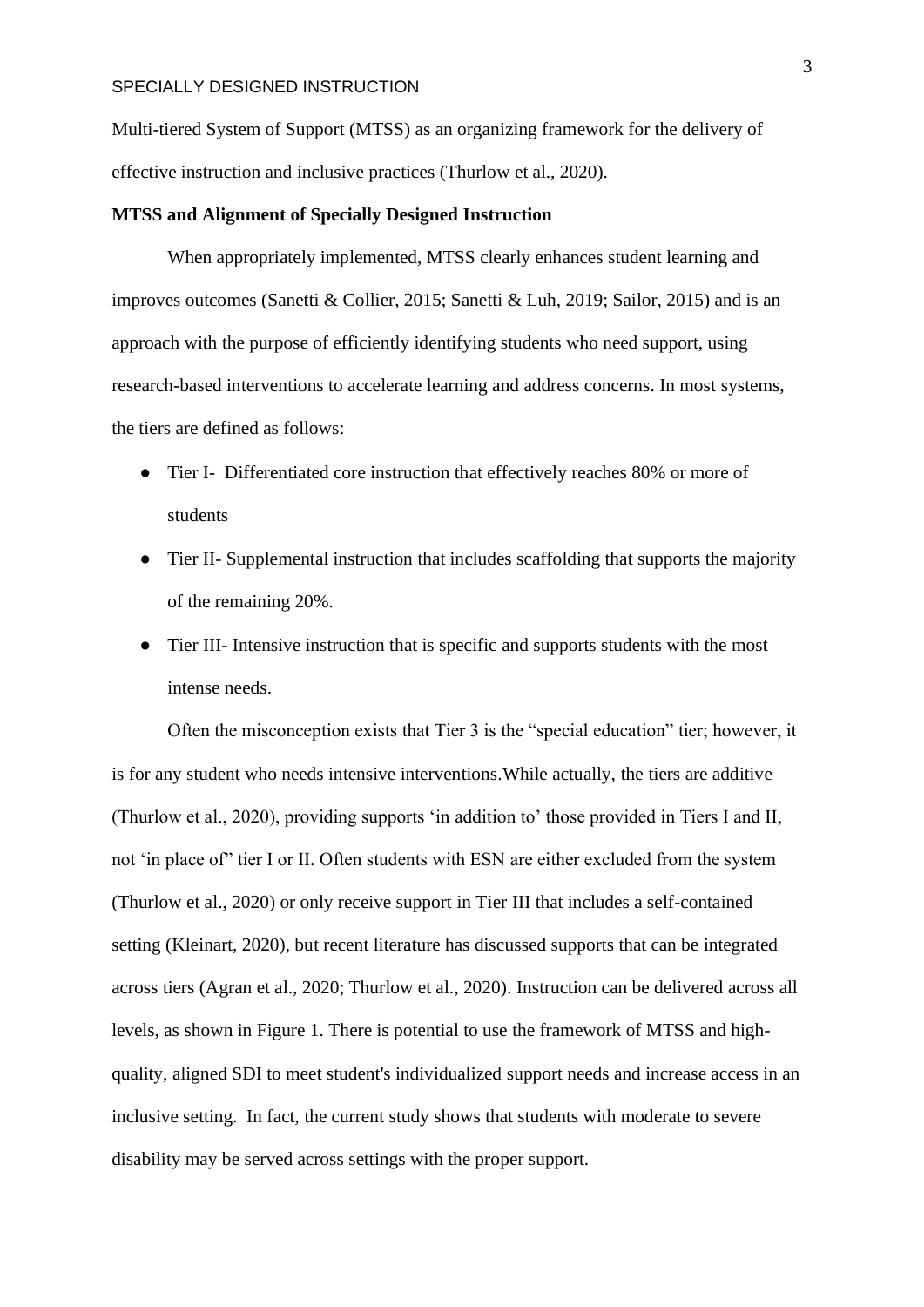Multi-tiered System of Support (MTSS) as an organizing framework for the delivery of effective instruction and inclusive practices (Thurlow et al., 2020).

**MTSS and Alignment of Specially Designed Instruction**

When appropriately implemented, MTSS clearly enhances student learning and improves outcomes (Sanetti & Collier, 2015; Sanetti & Luh, 2019; Sailor, 2015) and is an approach with the purpose of efficiently identifying students who need support, using research-based interventions to accelerate learning and address concerns. In most systems, the tiers are defined as follows:

- Tier I- Differentiated core instruction that effectively reaches 80% or more of students
- Tier II- Supplemental instruction that includes scaffolding that supports the majority of the remaining 20%.
- Tier III- Intensive instruction that is specific and supports students with the most intense needs.

Often the misconception exists that Tier 3 is the "special education" tier; however, it is for any student who needs intensive interventions.While actually, the tiers are additive (Thurlow et al., 2020), providing supports 'in addition to' those provided in Tiers I and II, not 'in place of" tier I or II. Often students with ESN are either excluded from the system (Thurlow et al., 2020) or only receive support in Tier III that includes a self-contained setting (Kleinart, 2020), but recent literature has discussed supports that can be integrated across tiers (Agran et al., 2020; Thurlow et al., 2020). Instruction can be delivered across all levels, as shown in Figure 1. There is potential to use the framework of MTSS and high-quality, aligned SDI to meet student's individualized support needs and increase access in an inclusive setting. In fact, the current study shows that students with moderate to severe disability may be served across settings with the proper support.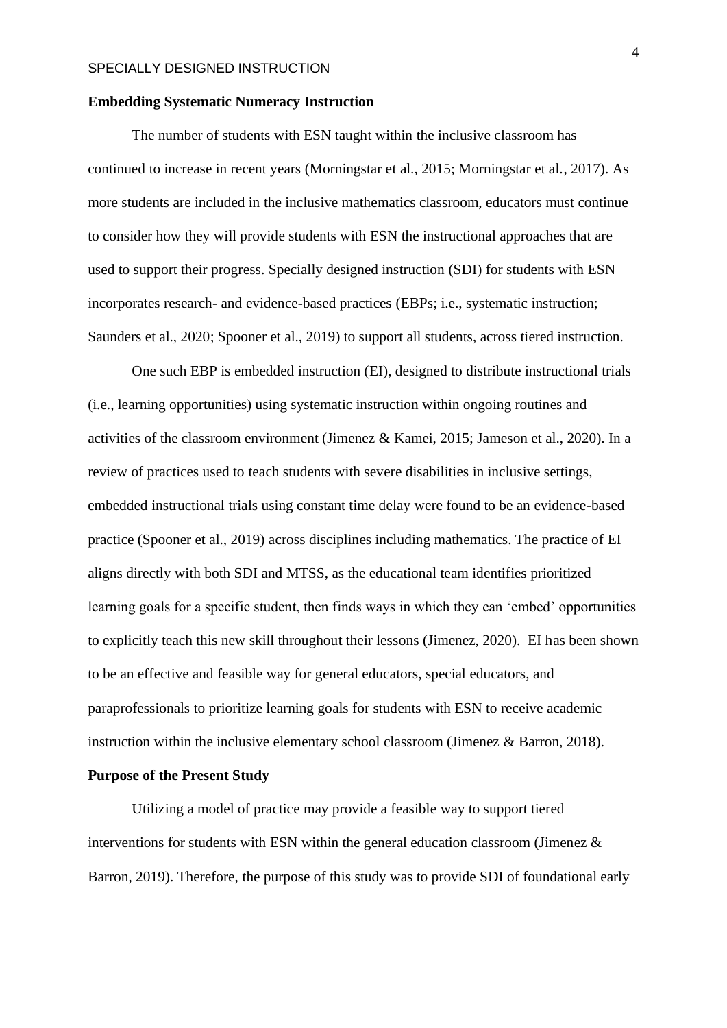**Embedding Systematic Numeracy Instruction**

The number of students with ESN taught within the inclusive classroom has continued to increase in recent years (Morningstar et al., 2015; Morningstar et al., 2017). As more students are included in the inclusive mathematics classroom, educators must continue to consider how they will provide students with ESN the instructional approaches that are used to support their progress. Specially designed instruction (SDI) for students with ESN incorporates research- and evidence-based practices (EBPs; i.e., systematic instruction; Saunders et al., 2020; Spooner et al., 2019) to support all students, across tiered instruction.

One such EBP is embedded instruction (EI), designed to distribute instructional trials (i.e., learning opportunities) using systematic instruction within ongoing routines and activities of the classroom environment (Jimenez & Kamei, 2015; Jameson et al., 2020). In a review of practices used to teach students with severe disabilities in inclusive settings, embedded instructional trials using constant time delay were found to be an evidence-based practice (Spooner et al., 2019) across disciplines including mathematics. The practice of EI aligns directly with both SDI and MTSS, as the educational team identifies prioritized learning goals for a specific student, then finds ways in which they can 'embed' opportunities to explicitly teach this new skill throughout their lessons (Jimenez, 2020). EI has been shown to be an effective and feasible way for general educators, special educators, and paraprofessionals to prioritize learning goals for students with ESN to receive academic instruction within the inclusive elementary school classroom (Jimenez & Barron, 2018).

**Purpose of the Present Study**

Utilizing a model of practice may provide a feasible way to support tiered interventions for students with ESN within the general education classroom (Jimenez & Barron, 2019). Therefore, the purpose of this study was to provide SDI of foundational early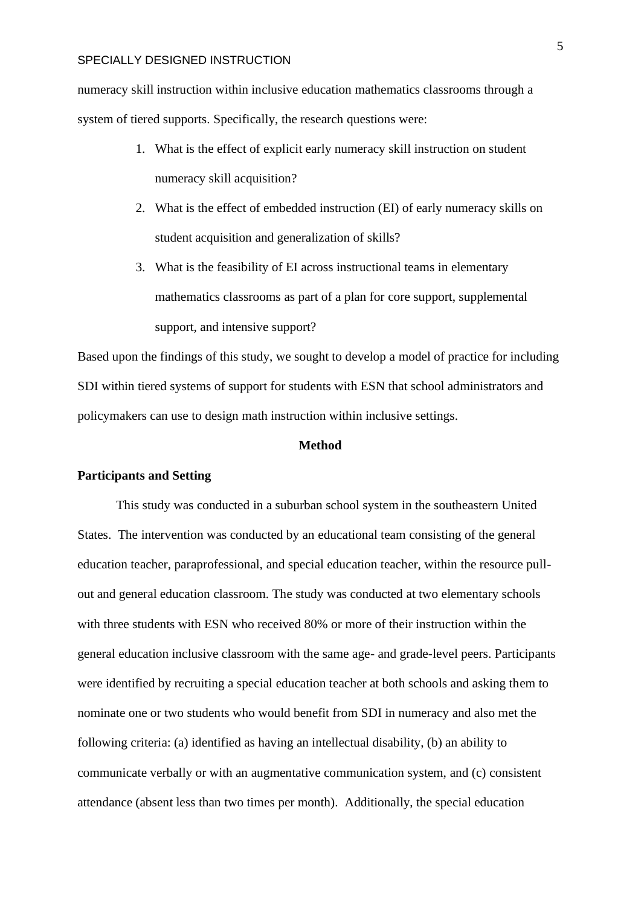numeracy skill instruction within inclusive education mathematics classrooms through a system of tiered supports. Specifically, the research questions were:

1. What is the effect of explicit early numeracy skill instruction on student numeracy skill acquisition?
2. What is the effect of embedded instruction (EI) of early numeracy skills on student acquisition and generalization of skills?
3. What is the feasibility of EI across instructional teams in elementary mathematics classrooms as part of a plan for core support, supplemental support, and intensive support?

Based upon the findings of this study, we sought to develop a model of practice for including SDI within tiered systems of support for students with ESN that school administrators and policymakers can use to design math instruction within inclusive settings.

## Method

### Participants and Setting

This study was conducted in a suburban school system in the southeastern United States. The intervention was conducted by an educational team consisting of the general education teacher, paraprofessional, and special education teacher, within the resource pull-out and general education classroom. The study was conducted at two elementary schools with three students with ESN who received 80% or more of their instruction within the general education inclusive classroom with the same age- and grade-level peers. Participants were identified by recruiting a special education teacher at both schools and asking them to nominate one or two students who would benefit from SDI in numeracy and also met the following criteria: (a) identified as having an intellectual disability, (b) an ability to communicate verbally or with an augmentative communication system, and (c) consistent attendance (absent less than two times per month). Additionally, the special education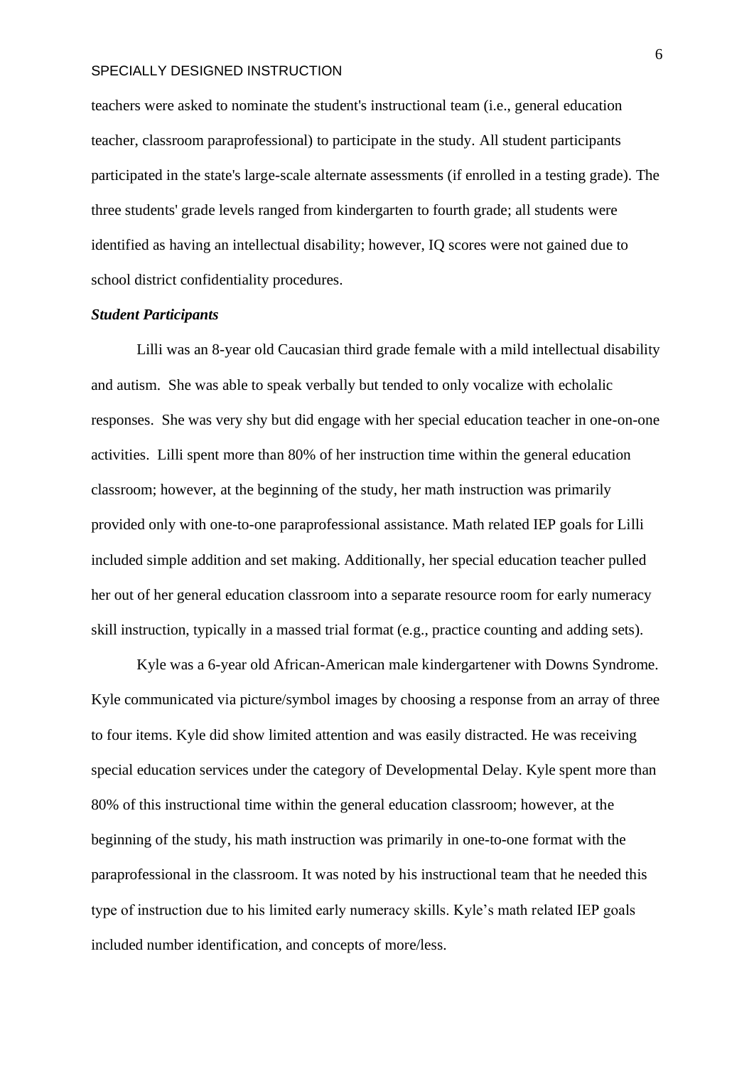teachers were asked to nominate the student's instructional team (i.e., general education teacher, classroom paraprofessional) to participate in the study. All student participants participated in the state's large-scale alternate assessments (if enrolled in a testing grade). The three students' grade levels ranged from kindergarten to fourth grade; all students were identified as having an intellectual disability; however, IQ scores were not gained due to school district confidentiality procedures.

### *Student Participants*

Lilli was an 8-year old Caucasian third grade female with a mild intellectual disability and autism. She was able to speak verbally but tended to only vocalize with echolalic responses. She was very shy but did engage with her special education teacher in one-on-one activities. Lilli spent more than 80% of her instruction time within the general education classroom; however, at the beginning of the study, her math instruction was primarily provided only with one-to-one paraprofessional assistance. Math related IEP goals for Lilli included simple addition and set making. Additionally, her special education teacher pulled her out of her general education classroom into a separate resource room for early numeracy skill instruction, typically in a massed trial format (e.g., practice counting and adding sets).

Kyle was a 6-year old African-American male kindergartener with Downs Syndrome. Kyle communicated via picture/symbol images by choosing a response from an array of three to four items. Kyle did show limited attention and was easily distracted. He was receiving special education services under the category of Developmental Delay. Kyle spent more than 80% of this instructional time within the general education classroom; however, at the beginning of the study, his math instruction was primarily in one-to-one format with the paraprofessional in the classroom. It was noted by his instructional team that he needed this type of instruction due to his limited early numeracy skills. Kyle's math related IEP goals included number identification, and concepts of more/less.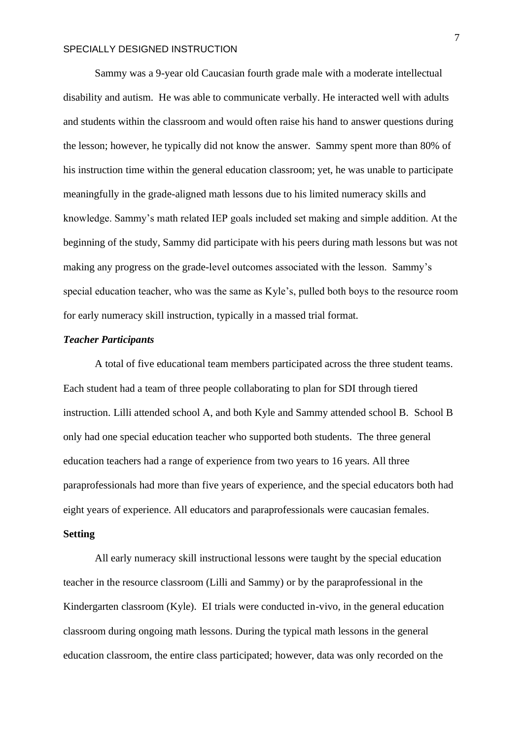Sammy was a 9-year old Caucasian fourth grade male with a moderate intellectual disability and autism. He was able to communicate verbally. He interacted well with adults and students within the classroom and would often raise his hand to answer questions during the lesson; however, he typically did not know the answer. Sammy spent more than 80% of his instruction time within the general education classroom; yet, he was unable to participate meaningfully in the grade-aligned math lessons due to his limited numeracy skills and knowledge. Sammy's math related IEP goals included set making and simple addition. At the beginning of the study, Sammy did participate with his peers during math lessons but was not making any progress on the grade-level outcomes associated with the lesson. Sammy's special education teacher, who was the same as Kyle's, pulled both boys to the resource room for early numeracy skill instruction, typically in a massed trial format.

### *Teacher Participants*

A total of five educational team members participated across the three student teams. Each student had a team of three people collaborating to plan for SDI through tiered instruction. Lilli attended school A, and both Kyle and Sammy attended school B. School B only had one special education teacher who supported both students. The three general education teachers had a range of experience from two years to 16 years. All three paraprofessionals had more than five years of experience, and the special educators both had eight years of experience. All educators and paraprofessionals were caucasian females.

## **Setting**

All early numeracy skill instructional lessons were taught by the special education teacher in the resource classroom (Lilli and Sammy) or by the paraprofessional in the Kindergarten classroom (Kyle). EI trials were conducted in-vivo, in the general education classroom during ongoing math lessons. During the typical math lessons in the general education classroom, the entire class participated; however, data was only recorded on the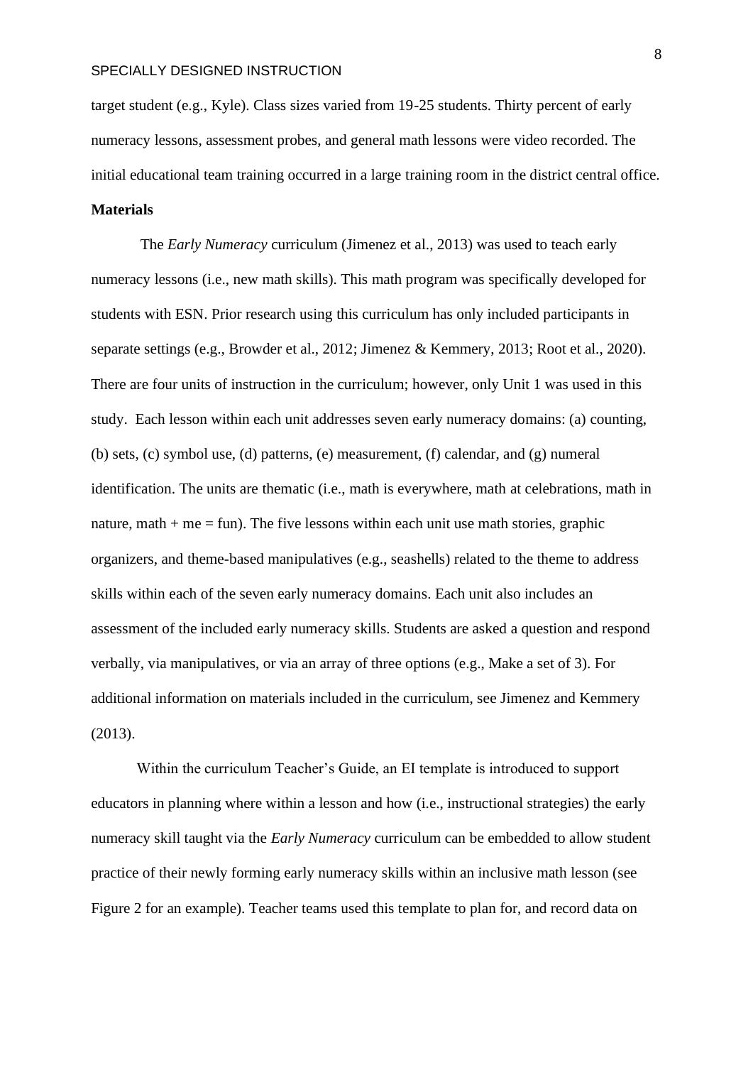target student (e.g., Kyle). Class sizes varied from 19-25 students. Thirty percent of early numeracy lessons, assessment probes, and general math lessons were video recorded. The initial educational team training occurred in a large training room in the district central office.

**Materials**

The *Early Numeracy* curriculum (Jimenez et al., 2013) was used to teach early numeracy lessons (i.e., new math skills). This math program was specifically developed for students with ESN. Prior research using this curriculum has only included participants in separate settings (e.g., Browder et al., 2012; Jimenez & Kemmery, 2013; Root et al., 2020). There are four units of instruction in the curriculum; however, only Unit 1 was used in this study. Each lesson within each unit addresses seven early numeracy domains: (a) counting, (b) sets, (c) symbol use, (d) patterns, (e) measurement, (f) calendar, and (g) numeral identification. The units are thematic (i.e., math is everywhere, math at celebrations, math in nature, math + me = fun). The five lessons within each unit use math stories, graphic organizers, and theme-based manipulatives (e.g., seashells) related to the theme to address skills within each of the seven early numeracy domains. Each unit also includes an assessment of the included early numeracy skills. Students are asked a question and respond verbally, via manipulatives, or via an array of three options (e.g., Make a set of 3). For additional information on materials included in the curriculum, see Jimenez and Kemmery (2013).

Within the curriculum Teacher's Guide, an EI template is introduced to support educators in planning where within a lesson and how (i.e., instructional strategies) the early numeracy skill taught via the *Early Numeracy* curriculum can be embedded to allow student practice of their newly forming early numeracy skills within an inclusive math lesson (see Figure 2 for an example). Teacher teams used this template to plan for, and record data on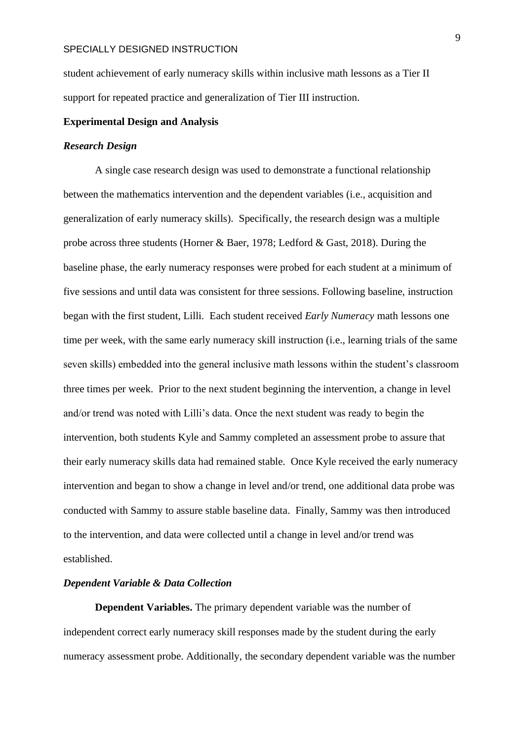student achievement of early numeracy skills within inclusive math lessons as a Tier II support for repeated practice and generalization of Tier III instruction.

## Experimental Design and Analysis

### *Research Design*

A single case research design was used to demonstrate a functional relationship between the mathematics intervention and the dependent variables (i.e., acquisition and generalization of early numeracy skills). Specifically, the research design was a multiple probe across three students (Horner & Baer, 1978; Ledford & Gast, 2018). During the baseline phase, the early numeracy responses were probed for each student at a minimum of five sessions and until data was consistent for three sessions. Following baseline, instruction began with the first student, Lilli. Each student received *Early Numeracy* math lessons one time per week, with the same early numeracy skill instruction (i.e., learning trials of the same seven skills) embedded into the general inclusive math lessons within the student's classroom three times per week. Prior to the next student beginning the intervention, a change in level and/or trend was noted with Lilli's data. Once the next student was ready to begin the intervention, both students Kyle and Sammy completed an assessment probe to assure that their early numeracy skills data had remained stable. Once Kyle received the early numeracy intervention and began to show a change in level and/or trend, one additional data probe was conducted with Sammy to assure stable baseline data. Finally, Sammy was then introduced to the intervention, and data were collected until a change in level and/or trend was established.

### *Dependent Variable & Data Collection*

**Dependent Variables.** The primary dependent variable was the number of independent correct early numeracy skill responses made by the student during the early numeracy assessment probe. Additionally, the secondary dependent variable was the number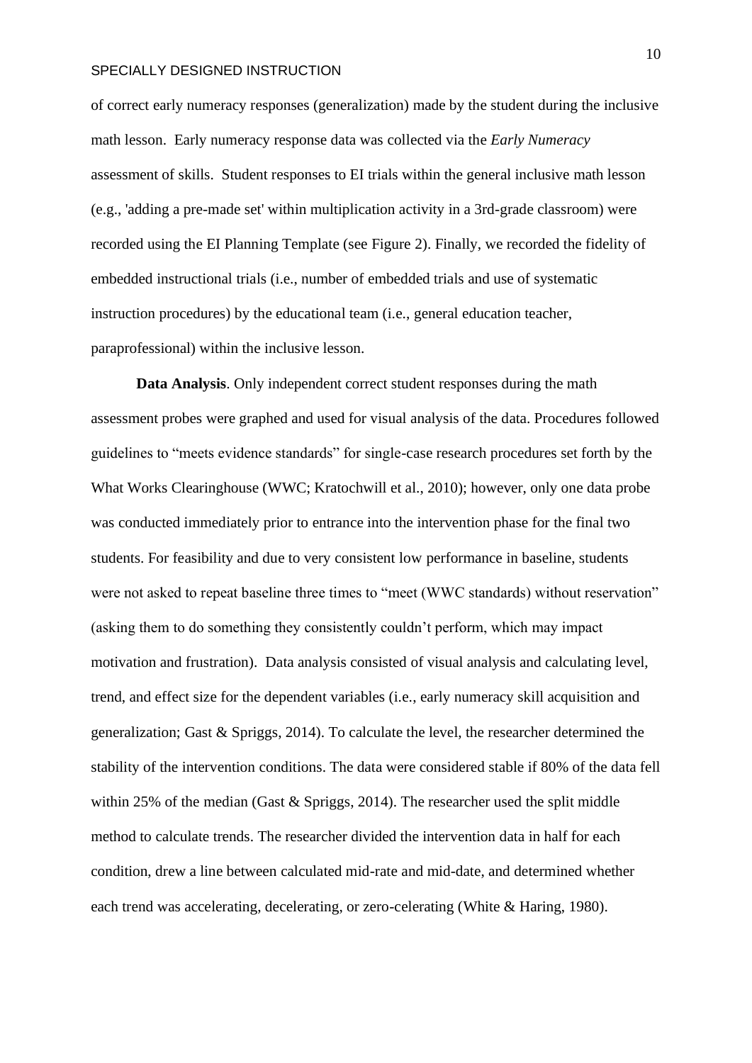of correct early numeracy responses (generalization) made by the student during the inclusive math lesson. Early numeracy response data was collected via the *Early Numeracy* assessment of skills. Student responses to EI trials within the general inclusive math lesson (e.g., 'adding a pre-made set' within multiplication activity in a 3rd-grade classroom) were recorded using the EI Planning Template (see Figure 2). Finally, we recorded the fidelity of embedded instructional trials (i.e., number of embedded trials and use of systematic instruction procedures) by the educational team (i.e., general education teacher, paraprofessional) within the inclusive lesson.

**Data Analysis**. Only independent correct student responses during the math assessment probes were graphed and used for visual analysis of the data. Procedures followed guidelines to "meets evidence standards" for single-case research procedures set forth by the What Works Clearinghouse (WWC; Kratochwill et al., 2010); however, only one data probe was conducted immediately prior to entrance into the intervention phase for the final two students. For feasibility and due to very consistent low performance in baseline, students were not asked to repeat baseline three times to "meet (WWC standards) without reservation" (asking them to do something they consistently couldn't perform, which may impact motivation and frustration). Data analysis consisted of visual analysis and calculating level, trend, and effect size for the dependent variables (i.e., early numeracy skill acquisition and generalization; Gast & Spriggs, 2014). To calculate the level, the researcher determined the stability of the intervention conditions. The data were considered stable if 80% of the data fell within 25% of the median (Gast & Spriggs, 2014). The researcher used the split middle method to calculate trends. The researcher divided the intervention data in half for each condition, drew a line between calculated mid-rate and mid-date, and determined whether each trend was accelerating, decelerating, or zero-celerating (White & Haring, 1980).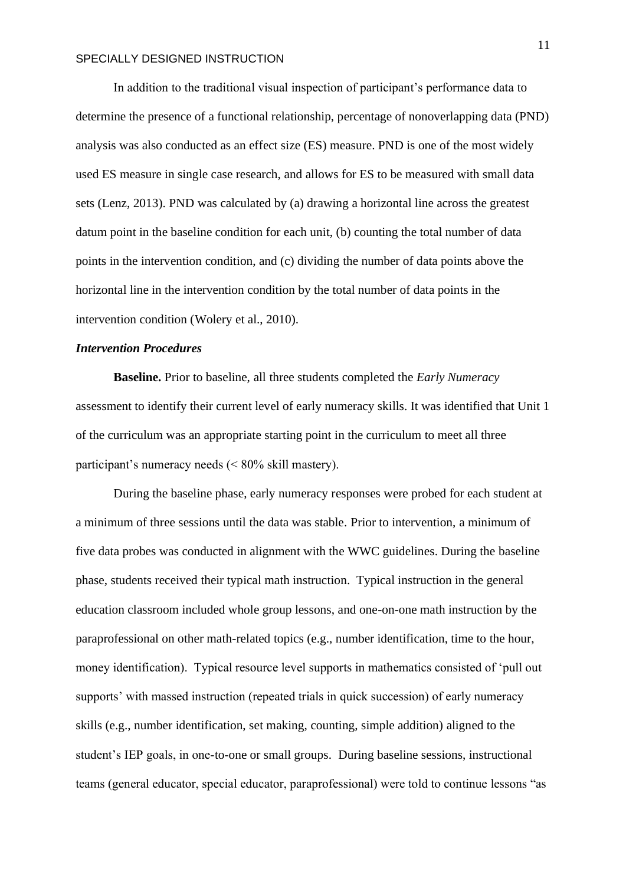In addition to the traditional visual inspection of participant's performance data to determine the presence of a functional relationship, percentage of nonoverlapping data (PND) analysis was also conducted as an effect size (ES) measure. PND is one of the most widely used ES measure in single case research, and allows for ES to be measured with small data sets (Lenz, 2013). PND was calculated by (a) drawing a horizontal line across the greatest datum point in the baseline condition for each unit, (b) counting the total number of data points in the intervention condition, and (c) dividing the number of data points above the horizontal line in the intervention condition by the total number of data points in the intervention condition (Wolery et al., 2010).

### *Intervention Procedures*

**Baseline.** Prior to baseline, all three students completed the *Early Numeracy* assessment to identify their current level of early numeracy skills. It was identified that Unit 1 of the curriculum was an appropriate starting point in the curriculum to meet all three participant's numeracy needs (< 80% skill mastery).

During the baseline phase, early numeracy responses were probed for each student at a minimum of three sessions until the data was stable. Prior to intervention, a minimum of five data probes was conducted in alignment with the WWC guidelines. During the baseline phase, students received their typical math instruction. Typical instruction in the general education classroom included whole group lessons, and one-on-one math instruction by the paraprofessional on other math-related topics (e.g., number identification, time to the hour, money identification). Typical resource level supports in mathematics consisted of 'pull out supports' with massed instruction (repeated trials in quick succession) of early numeracy skills (e.g., number identification, set making, counting, simple addition) aligned to the student's IEP goals, in one-to-one or small groups. During baseline sessions, instructional teams (general educator, special educator, paraprofessional) were told to continue lessons "as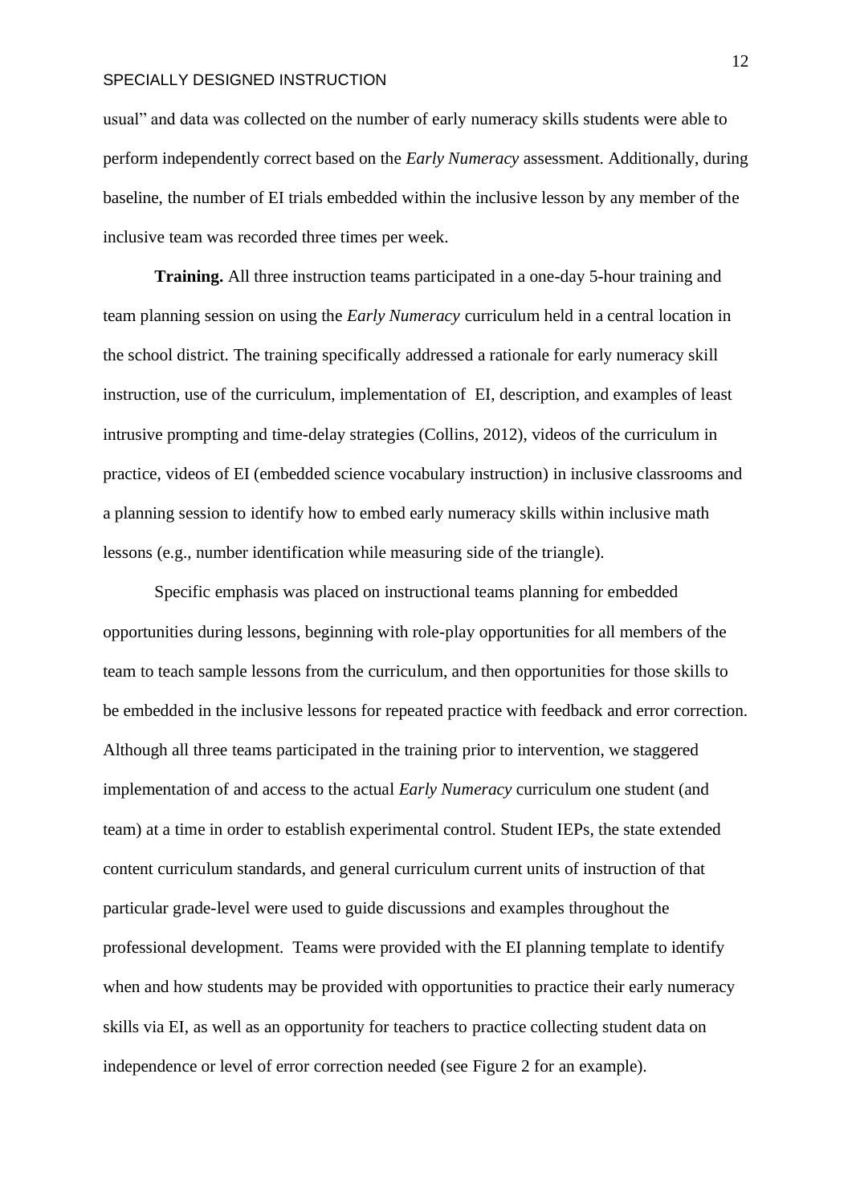usual" and data was collected on the number of early numeracy skills students were able to perform independently correct based on the *Early Numeracy* assessment. Additionally, during baseline, the number of EI trials embedded within the inclusive lesson by any member of the inclusive team was recorded three times per week.

**Training.** All three instruction teams participated in a one-day 5-hour training and team planning session on using the *Early Numeracy* curriculum held in a central location in the school district. The training specifically addressed a rationale for early numeracy skill instruction, use of the curriculum, implementation of EI, description, and examples of least intrusive prompting and time-delay strategies (Collins, 2012), videos of the curriculum in practice, videos of EI (embedded science vocabulary instruction) in inclusive classrooms and a planning session to identify how to embed early numeracy skills within inclusive math lessons (e.g., number identification while measuring side of the triangle).

Specific emphasis was placed on instructional teams planning for embedded opportunities during lessons, beginning with role-play opportunities for all members of the team to teach sample lessons from the curriculum, and then opportunities for those skills to be embedded in the inclusive lessons for repeated practice with feedback and error correction. Although all three teams participated in the training prior to intervention, we staggered implementation of and access to the actual *Early Numeracy* curriculum one student (and team) at a time in order to establish experimental control. Student IEPs, the state extended content curriculum standards, and general curriculum current units of instruction of that particular grade-level were used to guide discussions and examples throughout the professional development. Teams were provided with the EI planning template to identify when and how students may be provided with opportunities to practice their early numeracy skills via EI, as well as an opportunity for teachers to practice collecting student data on independence or level of error correction needed (see Figure 2 for an example).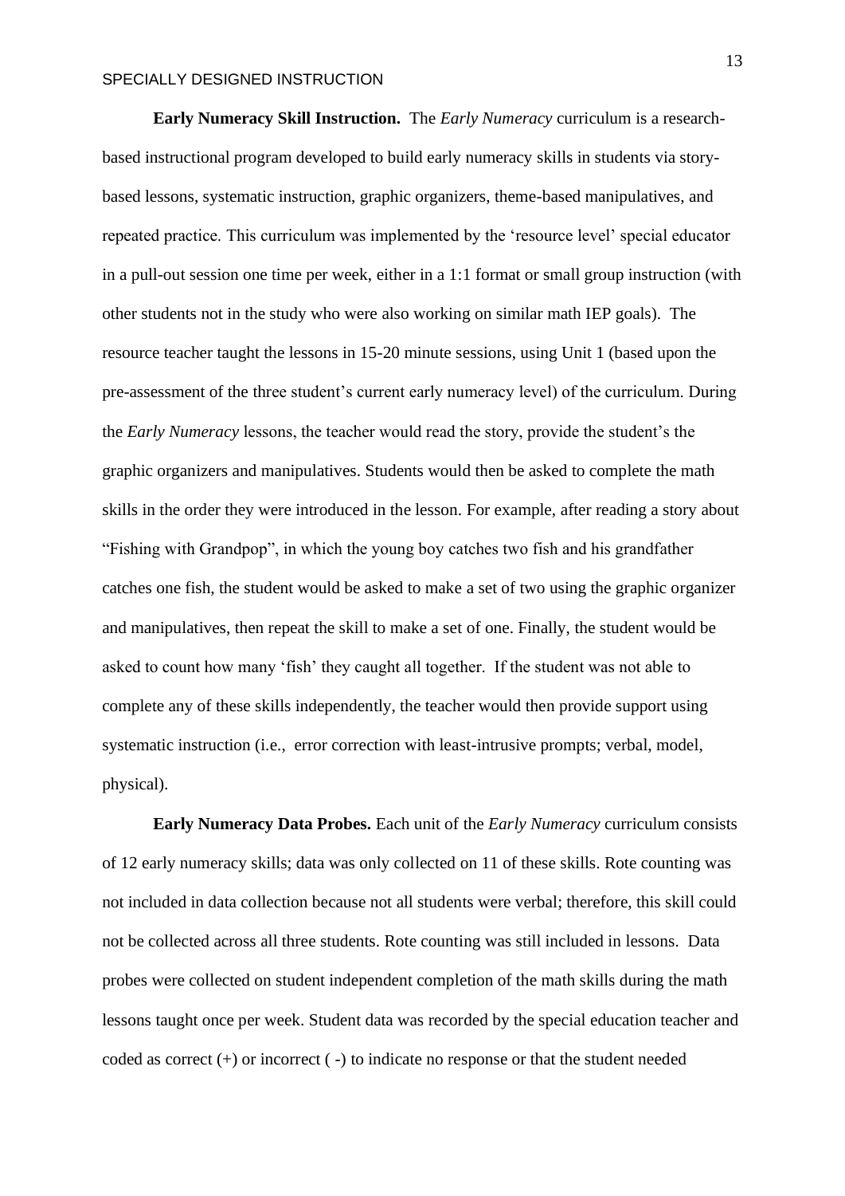**Early Numeracy Skill Instruction.** The *Early Numeracy* curriculum is a research-based instructional program developed to build early numeracy skills in students via story-based lessons, systematic instruction, graphic organizers, theme-based manipulatives, and repeated practice. This curriculum was implemented by the 'resource level' special educator in a pull-out session one time per week, either in a 1:1 format or small group instruction (with other students not in the study who were also working on similar math IEP goals). The resource teacher taught the lessons in 15-20 minute sessions, using Unit 1 (based upon the pre-assessment of the three student's current early numeracy level) of the curriculum. During the *Early Numeracy* lessons, the teacher would read the story, provide the student's the graphic organizers and manipulatives. Students would then be asked to complete the math skills in the order they were introduced in the lesson. For example, after reading a story about "Fishing with Grandpop", in which the young boy catches two fish and his grandfather catches one fish, the student would be asked to make a set of two using the graphic organizer and manipulatives, then repeat the skill to make a set of one. Finally, the student would be asked to count how many 'fish' they caught all together. If the student was not able to complete any of these skills independently, the teacher would then provide support using systematic instruction (i.e., error correction with least-intrusive prompts; verbal, model, physical).

**Early Numeracy Data Probes.** Each unit of the *Early Numeracy* curriculum consists of 12 early numeracy skills; data was only collected on 11 of these skills. Rote counting was not included in data collection because not all students were verbal; therefore, this skill could not be collected across all three students. Rote counting was still included in lessons. Data probes were collected on student independent completion of the math skills during the math lessons taught once per week. Student data was recorded by the special education teacher and coded as correct (+) or incorrect ( -) to indicate no response or that the student needed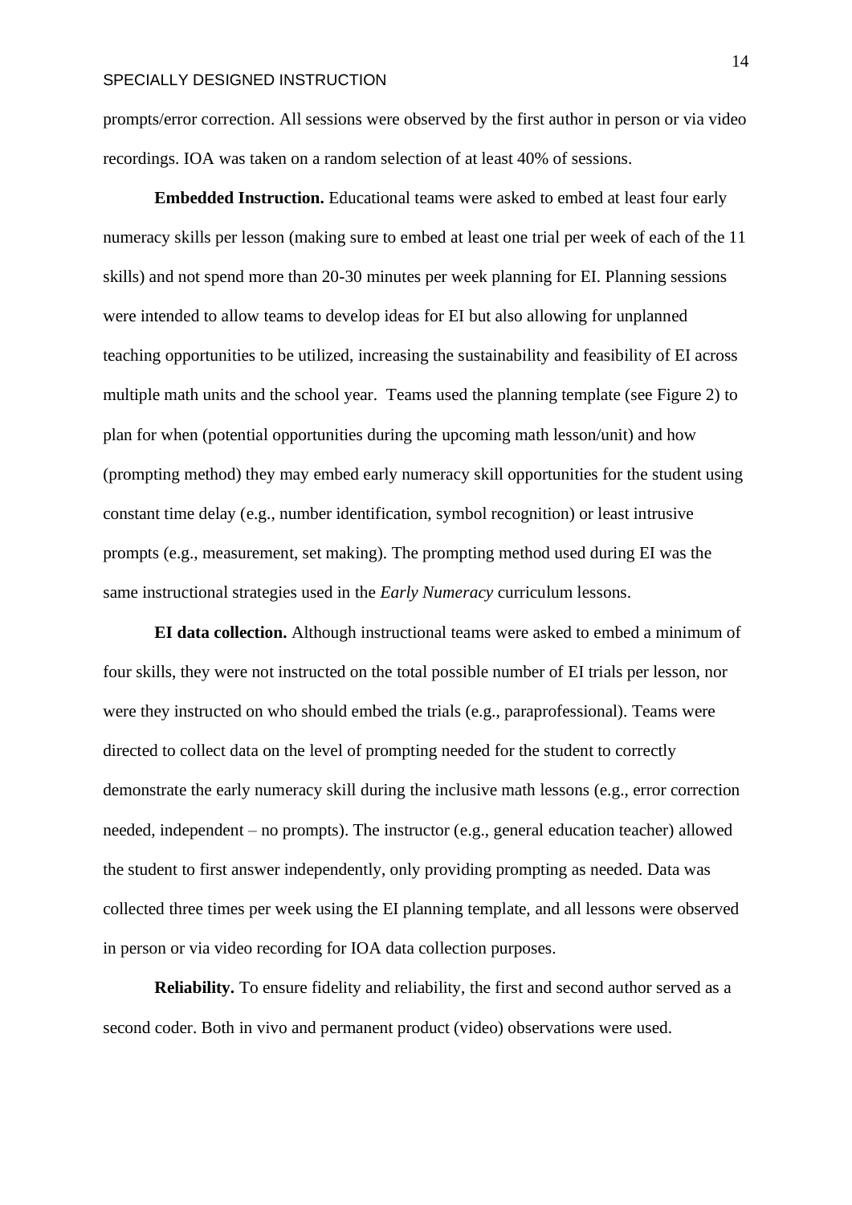prompts/error correction. All sessions were observed by the first author in person or via video recordings. IOA was taken on a random selection of at least 40% of sessions.

**Embedded Instruction.** Educational teams were asked to embed at least four early numeracy skills per lesson (making sure to embed at least one trial per week of each of the 11 skills) and not spend more than 20-30 minutes per week planning for EI. Planning sessions were intended to allow teams to develop ideas for EI but also allowing for unplanned teaching opportunities to be utilized, increasing the sustainability and feasibility of EI across multiple math units and the school year. Teams used the planning template (see Figure 2) to plan for when (potential opportunities during the upcoming math lesson/unit) and how (prompting method) they may embed early numeracy skill opportunities for the student using constant time delay (e.g., number identification, symbol recognition) or least intrusive prompts (e.g., measurement, set making). The prompting method used during EI was the same instructional strategies used in the *Early Numeracy* curriculum lessons.

**EI data collection.** Although instructional teams were asked to embed a minimum of four skills, they were not instructed on the total possible number of EI trials per lesson, nor were they instructed on who should embed the trials (e.g., paraprofessional). Teams were directed to collect data on the level of prompting needed for the student to correctly demonstrate the early numeracy skill during the inclusive math lessons (e.g., error correction needed, independent – no prompts). The instructor (e.g., general education teacher) allowed the student to first answer independently, only providing prompting as needed. Data was collected three times per week using the EI planning template, and all lessons were observed in person or via video recording for IOA data collection purposes.

**Reliability.** To ensure fidelity and reliability, the first and second author served as a second coder. Both in vivo and permanent product (video) observations were used.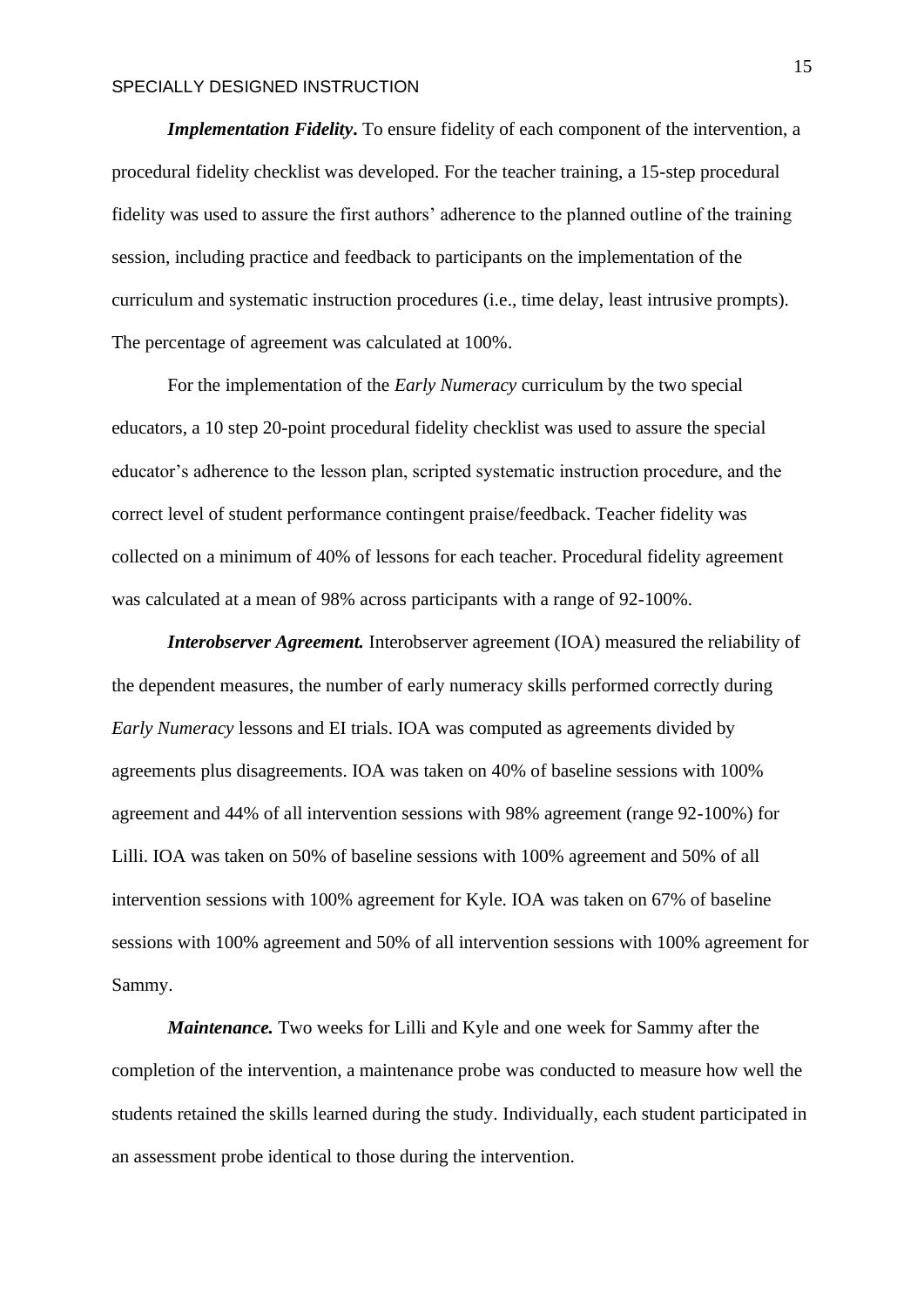***Implementation Fidelity*.** To ensure fidelity of each component of the intervention, a procedural fidelity checklist was developed. For the teacher training, a 15-step procedural fidelity was used to assure the first authors' adherence to the planned outline of the training session, including practice and feedback to participants on the implementation of the curriculum and systematic instruction procedures (i.e., time delay, least intrusive prompts). The percentage of agreement was calculated at 100%.

For the implementation of the *Early Numeracy* curriculum by the two special educators, a 10 step 20-point procedural fidelity checklist was used to assure the special educator's adherence to the lesson plan, scripted systematic instruction procedure, and the correct level of student performance contingent praise/feedback. Teacher fidelity was collected on a minimum of 40% of lessons for each teacher. Procedural fidelity agreement was calculated at a mean of 98% across participants with a range of 92-100%.

***Interobserver Agreement.*** Interobserver agreement (IOA) measured the reliability of the dependent measures, the number of early numeracy skills performed correctly during *Early Numeracy* lessons and EI trials. IOA was computed as agreements divided by agreements plus disagreements. IOA was taken on 40% of baseline sessions with 100% agreement and 44% of all intervention sessions with 98% agreement (range 92-100%) for Lilli. IOA was taken on 50% of baseline sessions with 100% agreement and 50% of all intervention sessions with 100% agreement for Kyle. IOA was taken on 67% of baseline sessions with 100% agreement and 50% of all intervention sessions with 100% agreement for Sammy.

***Maintenance.*** Two weeks for Lilli and Kyle and one week for Sammy after the completion of the intervention, a maintenance probe was conducted to measure how well the students retained the skills learned during the study. Individually, each student participated in an assessment probe identical to those during the intervention.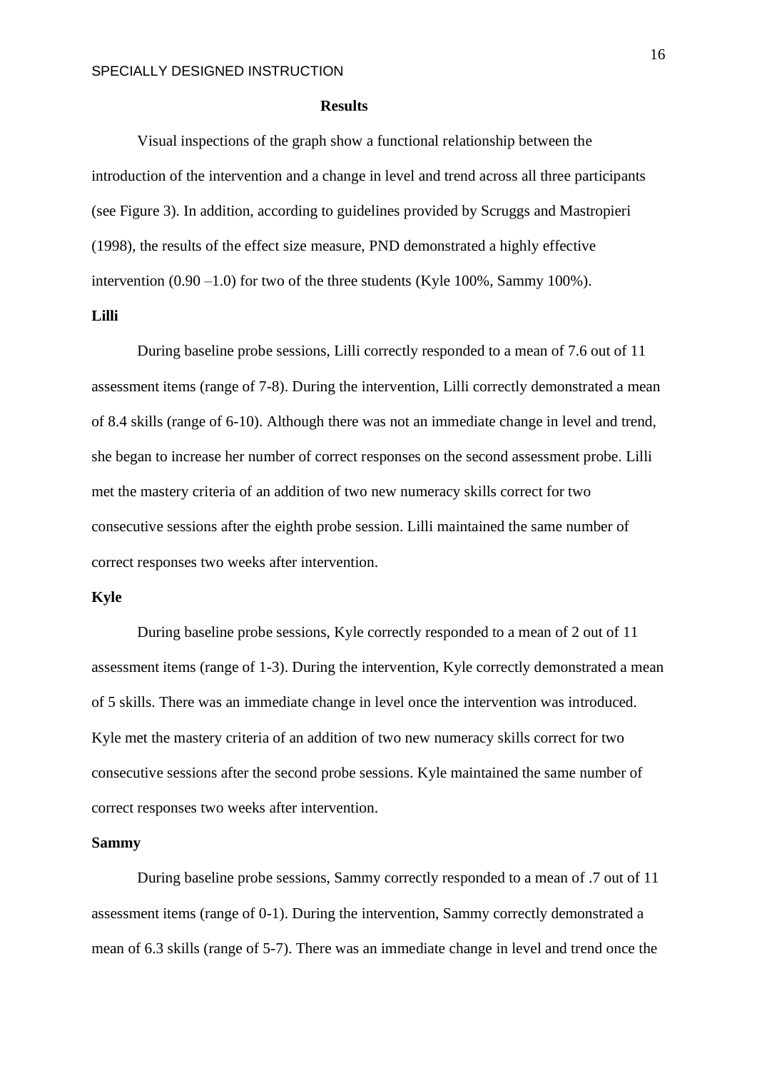## Results

Visual inspections of the graph show a functional relationship between the introduction of the intervention and a change in level and trend across all three participants (see Figure 3). In addition, according to guidelines provided by Scruggs and Mastropieri (1998), the results of the effect size measure, PND demonstrated a highly effective intervention (0.90 –1.0) for two of the three students (Kyle 100%, Sammy 100%).

### Lilli

During baseline probe sessions, Lilli correctly responded to a mean of 7.6 out of 11 assessment items (range of 7-8). During the intervention, Lilli correctly demonstrated a mean of 8.4 skills (range of 6-10). Although there was not an immediate change in level and trend, she began to increase her number of correct responses on the second assessment probe. Lilli met the mastery criteria of an addition of two new numeracy skills correct for two consecutive sessions after the eighth probe session. Lilli maintained the same number of correct responses two weeks after intervention.

### Kyle

During baseline probe sessions, Kyle correctly responded to a mean of 2 out of 11 assessment items (range of 1-3). During the intervention, Kyle correctly demonstrated a mean of 5 skills. There was an immediate change in level once the intervention was introduced. Kyle met the mastery criteria of an addition of two new numeracy skills correct for two consecutive sessions after the second probe sessions. Kyle maintained the same number of correct responses two weeks after intervention.

### Sammy

During baseline probe sessions, Sammy correctly responded to a mean of .7 out of 11 assessment items (range of 0-1). During the intervention, Sammy correctly demonstrated a mean of 6.3 skills (range of 5-7). There was an immediate change in level and trend once the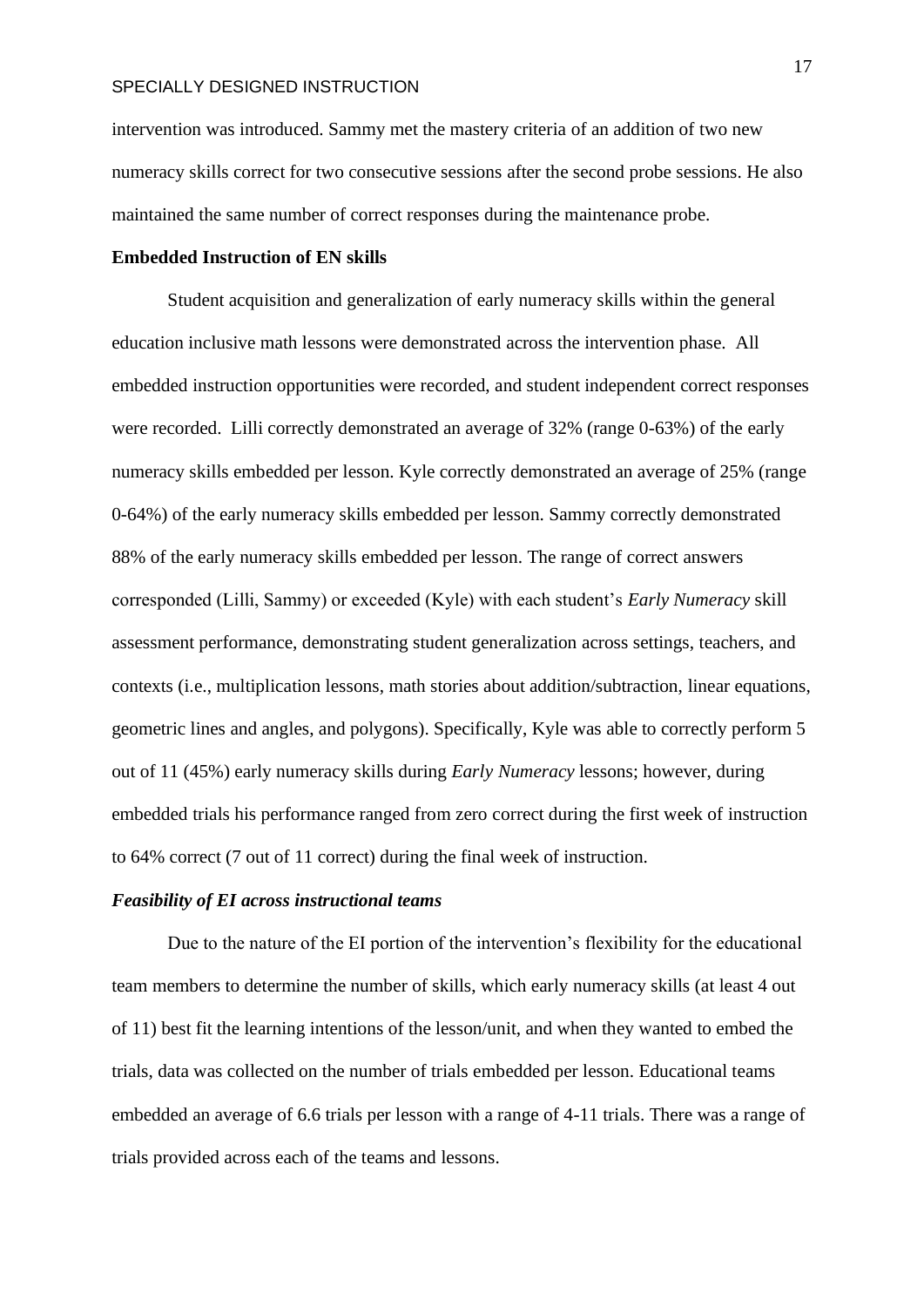intervention was introduced. Sammy met the mastery criteria of an addition of two new numeracy skills correct for two consecutive sessions after the second probe sessions. He also maintained the same number of correct responses during the maintenance probe.

**Embedded Instruction of EN skills**

Student acquisition and generalization of early numeracy skills within the general education inclusive math lessons were demonstrated across the intervention phase. All embedded instruction opportunities were recorded, and student independent correct responses were recorded. Lilli correctly demonstrated an average of 32% (range 0-63%) of the early numeracy skills embedded per lesson. Kyle correctly demonstrated an average of 25% (range 0-64%) of the early numeracy skills embedded per lesson. Sammy correctly demonstrated 88% of the early numeracy skills embedded per lesson. The range of correct answers corresponded (Lilli, Sammy) or exceeded (Kyle) with each student's *Early Numeracy* skill assessment performance, demonstrating student generalization across settings, teachers, and contexts (i.e., multiplication lessons, math stories about addition/subtraction, linear equations, geometric lines and angles, and polygons). Specifically, Kyle was able to correctly perform 5 out of 11 (45%) early numeracy skills during *Early Numeracy* lessons; however, during embedded trials his performance ranged from zero correct during the first week of instruction to 64% correct (7 out of 11 correct) during the final week of instruction.

***Feasibility of EI across instructional teams***

Due to the nature of the EI portion of the intervention's flexibility for the educational team members to determine the number of skills, which early numeracy skills (at least 4 out of 11) best fit the learning intentions of the lesson/unit, and when they wanted to embed the trials, data was collected on the number of trials embedded per lesson. Educational teams embedded an average of 6.6 trials per lesson with a range of 4-11 trials. There was a range of trials provided across each of the teams and lessons.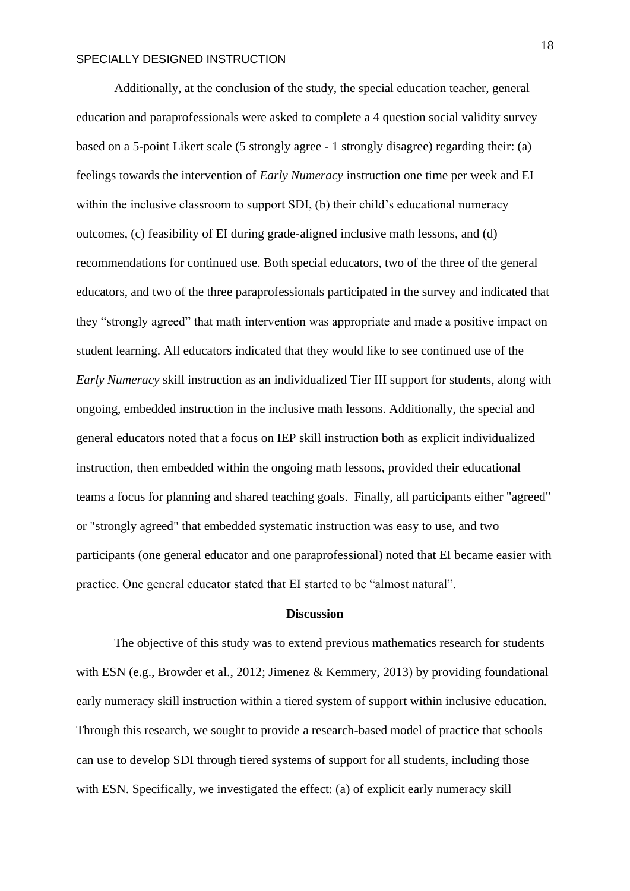Additionally, at the conclusion of the study, the special education teacher, general education and paraprofessionals were asked to complete a 4 question social validity survey based on a 5-point Likert scale (5 strongly agree - 1 strongly disagree) regarding their: (a) feelings towards the intervention of *Early Numeracy* instruction one time per week and EI within the inclusive classroom to support SDI, (b) their child's educational numeracy outcomes, (c) feasibility of EI during grade-aligned inclusive math lessons, and (d) recommendations for continued use. Both special educators, two of the three of the general educators, and two of the three paraprofessionals participated in the survey and indicated that they "strongly agreed" that math intervention was appropriate and made a positive impact on student learning. All educators indicated that they would like to see continued use of the *Early Numeracy* skill instruction as an individualized Tier III support for students, along with ongoing, embedded instruction in the inclusive math lessons. Additionally, the special and general educators noted that a focus on IEP skill instruction both as explicit individualized instruction, then embedded within the ongoing math lessons, provided their educational teams a focus for planning and shared teaching goals. Finally, all participants either "agreed" or "strongly agreed" that embedded systematic instruction was easy to use, and two participants (one general educator and one paraprofessional) noted that EI became easier with practice. One general educator stated that EI started to be "almost natural".

## Discussion

The objective of this study was to extend previous mathematics research for students with ESN (e.g., Browder et al., 2012; Jimenez & Kemmery, 2013) by providing foundational early numeracy skill instruction within a tiered system of support within inclusive education. Through this research, we sought to provide a research-based model of practice that schools can use to develop SDI through tiered systems of support for all students, including those with ESN. Specifically, we investigated the effect: (a) of explicit early numeracy skill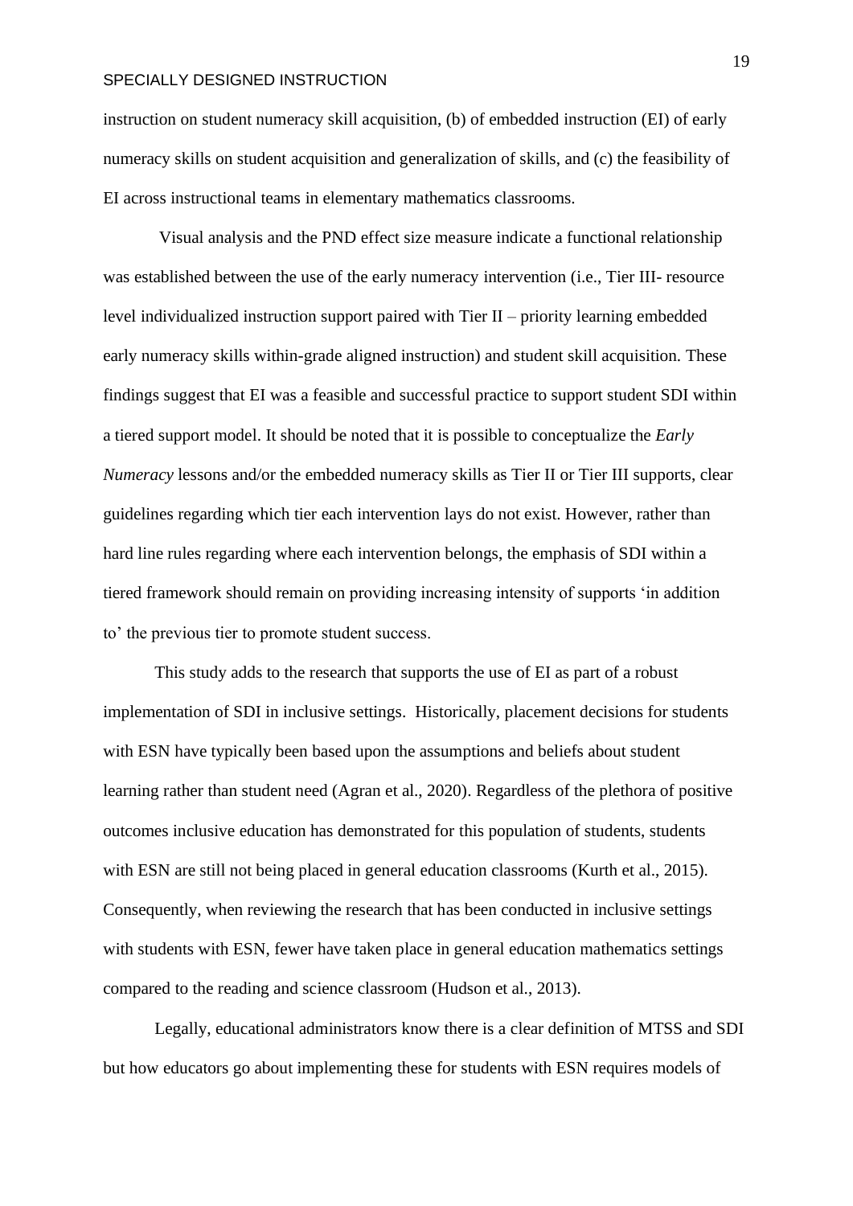instruction on student numeracy skill acquisition, (b) of embedded instruction (EI) of early numeracy skills on student acquisition and generalization of skills, and (c) the feasibility of EI across instructional teams in elementary mathematics classrooms.

Visual analysis and the PND effect size measure indicate a functional relationship was established between the use of the early numeracy intervention (i.e., Tier III- resource level individualized instruction support paired with Tier II – priority learning embedded early numeracy skills within-grade aligned instruction) and student skill acquisition. These findings suggest that EI was a feasible and successful practice to support student SDI within a tiered support model. It should be noted that it is possible to conceptualize the *Early Numeracy* lessons and/or the embedded numeracy skills as Tier II or Tier III supports, clear guidelines regarding which tier each intervention lays do not exist. However, rather than hard line rules regarding where each intervention belongs, the emphasis of SDI within a tiered framework should remain on providing increasing intensity of supports 'in addition to' the previous tier to promote student success.

This study adds to the research that supports the use of EI as part of a robust implementation of SDI in inclusive settings. Historically, placement decisions for students with ESN have typically been based upon the assumptions and beliefs about student learning rather than student need (Agran et al., 2020). Regardless of the plethora of positive outcomes inclusive education has demonstrated for this population of students, students with ESN are still not being placed in general education classrooms (Kurth et al., 2015). Consequently, when reviewing the research that has been conducted in inclusive settings with students with ESN, fewer have taken place in general education mathematics settings compared to the reading and science classroom (Hudson et al., 2013).

Legally, educational administrators know there is a clear definition of MTSS and SDI but how educators go about implementing these for students with ESN requires models of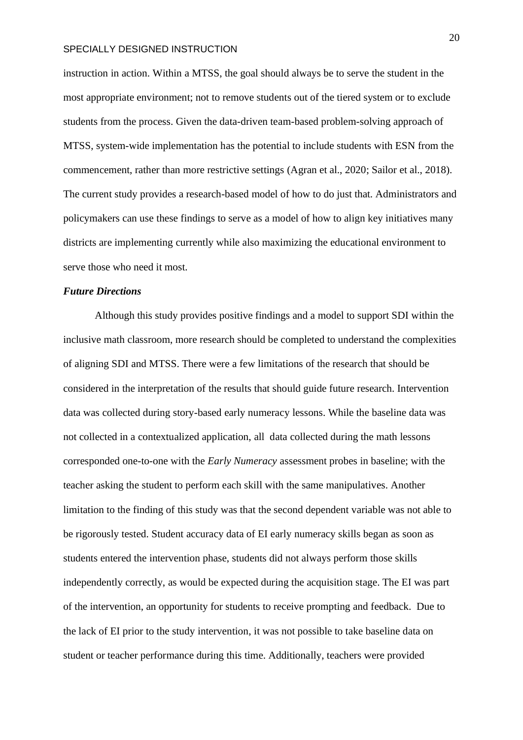instruction in action. Within a MTSS, the goal should always be to serve the student in the most appropriate environment; not to remove students out of the tiered system or to exclude students from the process. Given the data-driven team-based problem-solving approach of MTSS, system-wide implementation has the potential to include students with ESN from the commencement, rather than more restrictive settings (Agran et al., 2020; Sailor et al., 2018). The current study provides a research-based model of how to do just that. Administrators and policymakers can use these findings to serve as a model of how to align key initiatives many districts are implementing currently while also maximizing the educational environment to serve those who need it most.

### *Future Directions*

Although this study provides positive findings and a model to support SDI within the inclusive math classroom, more research should be completed to understand the complexities of aligning SDI and MTSS. There were a few limitations of the research that should be considered in the interpretation of the results that should guide future research. Intervention data was collected during story-based early numeracy lessons. While the baseline data was not collected in a contextualized application, all data collected during the math lessons corresponded one-to-one with the *Early Numeracy* assessment probes in baseline; with the teacher asking the student to perform each skill with the same manipulatives. Another limitation to the finding of this study was that the second dependent variable was not able to be rigorously tested. Student accuracy data of EI early numeracy skills began as soon as students entered the intervention phase, students did not always perform those skills independently correctly, as would be expected during the acquisition stage. The EI was part of the intervention, an opportunity for students to receive prompting and feedback. Due to the lack of EI prior to the study intervention, it was not possible to take baseline data on student or teacher performance during this time. Additionally, teachers were provided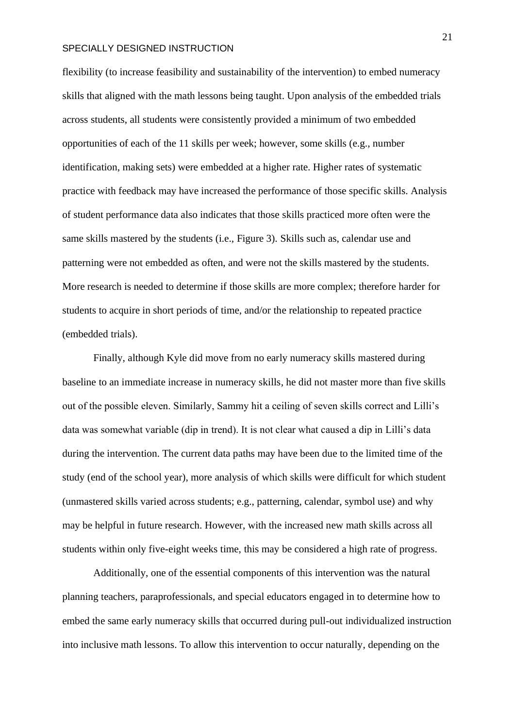flexibility (to increase feasibility and sustainability of the intervention) to embed numeracy skills that aligned with the math lessons being taught. Upon analysis of the embedded trials across students, all students were consistently provided a minimum of two embedded opportunities of each of the 11 skills per week; however, some skills (e.g., number identification, making sets) were embedded at a higher rate. Higher rates of systematic practice with feedback may have increased the performance of those specific skills. Analysis of student performance data also indicates that those skills practiced more often were the same skills mastered by the students (i.e., Figure 3). Skills such as, calendar use and patterning were not embedded as often, and were not the skills mastered by the students. More research is needed to determine if those skills are more complex; therefore harder for students to acquire in short periods of time, and/or the relationship to repeated practice (embedded trials).

Finally, although Kyle did move from no early numeracy skills mastered during baseline to an immediate increase in numeracy skills, he did not master more than five skills out of the possible eleven. Similarly, Sammy hit a ceiling of seven skills correct and Lilli's data was somewhat variable (dip in trend). It is not clear what caused a dip in Lilli's data during the intervention. The current data paths may have been due to the limited time of the study (end of the school year), more analysis of which skills were difficult for which student (unmastered skills varied across students; e.g., patterning, calendar, symbol use) and why may be helpful in future research. However, with the increased new math skills across all students within only five-eight weeks time, this may be considered a high rate of progress.

Additionally, one of the essential components of this intervention was the natural planning teachers, paraprofessionals, and special educators engaged in to determine how to embed the same early numeracy skills that occurred during pull-out individualized instruction into inclusive math lessons. To allow this intervention to occur naturally, depending on the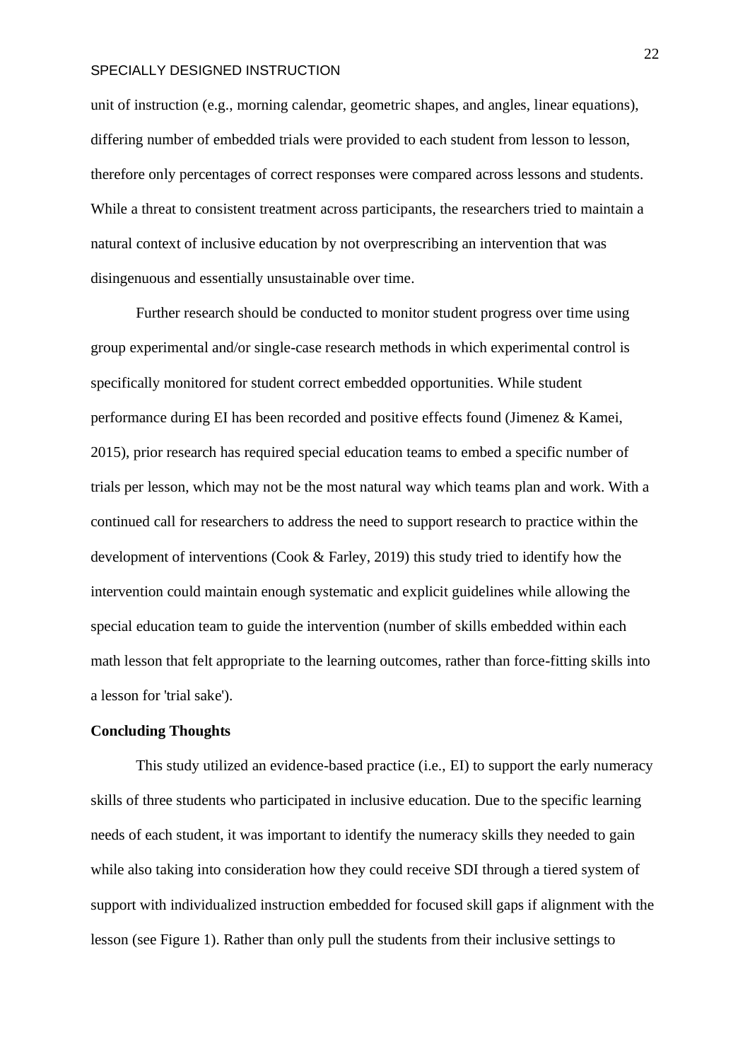unit of instruction (e.g., morning calendar, geometric shapes, and angles, linear equations), differing number of embedded trials were provided to each student from lesson to lesson, therefore only percentages of correct responses were compared across lessons and students. While a threat to consistent treatment across participants, the researchers tried to maintain a natural context of inclusive education by not overprescribing an intervention that was disingenuous and essentially unsustainable over time.

Further research should be conducted to monitor student progress over time using group experimental and/or single-case research methods in which experimental control is specifically monitored for student correct embedded opportunities. While student performance during EI has been recorded and positive effects found (Jimenez & Kamei, 2015), prior research has required special education teams to embed a specific number of trials per lesson, which may not be the most natural way which teams plan and work. With a continued call for researchers to address the need to support research to practice within the development of interventions (Cook & Farley, 2019) this study tried to identify how the intervention could maintain enough systematic and explicit guidelines while allowing the special education team to guide the intervention (number of skills embedded within each math lesson that felt appropriate to the learning outcomes, rather than force-fitting skills into a lesson for 'trial sake').

**Concluding Thoughts**

This study utilized an evidence-based practice (i.e., EI) to support the early numeracy skills of three students who participated in inclusive education. Due to the specific learning needs of each student, it was important to identify the numeracy skills they needed to gain while also taking into consideration how they could receive SDI through a tiered system of support with individualized instruction embedded for focused skill gaps if alignment with the lesson (see Figure 1). Rather than only pull the students from their inclusive settings to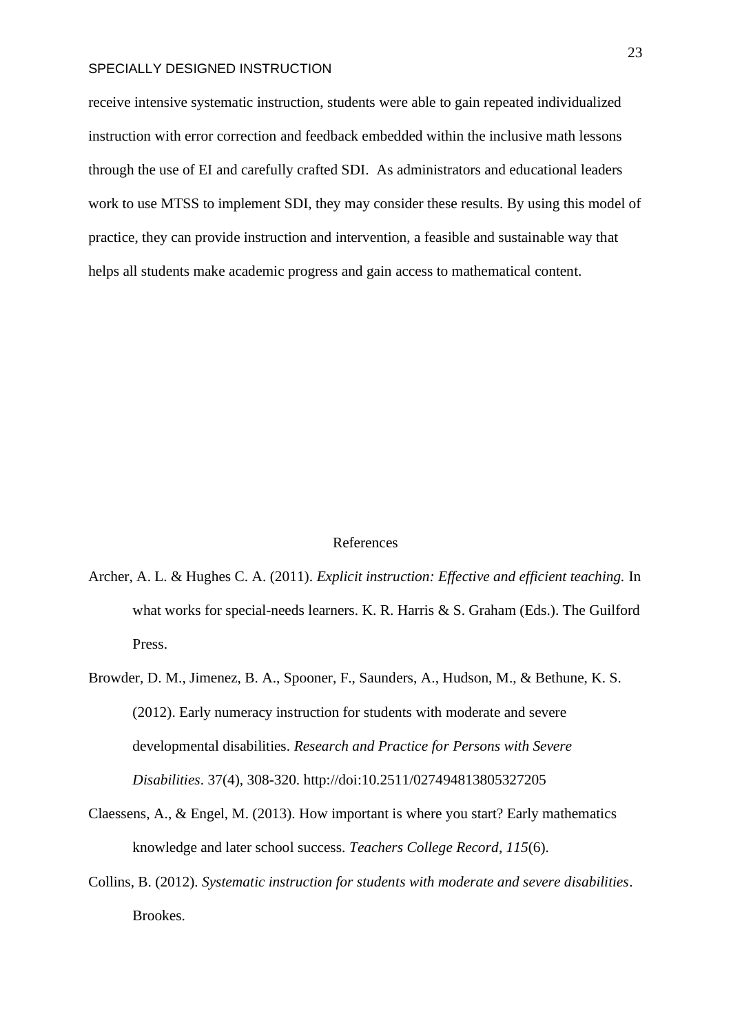receive intensive systematic instruction, students were able to gain repeated individualized instruction with error correction and feedback embedded within the inclusive math lessons through the use of EI and carefully crafted SDI. As administrators and educational leaders work to use MTSS to implement SDI, they may consider these results. By using this model of practice, they can provide instruction and intervention, a feasible and sustainable way that helps all students make academic progress and gain access to mathematical content.

## References

Archer, A. L. & Hughes C. A. (2011). *Explicit instruction: Effective and efficient teaching.* In what works for special-needs learners. K. R. Harris & S. Graham (Eds.). The Guilford Press.

Browder, D. M., Jimenez, B. A., Spooner, F., Saunders, A., Hudson, M., & Bethune, K. S. (2012). Early numeracy instruction for students with moderate and severe developmental disabilities. *Research and Practice for Persons with Severe Disabilities*. 37(4), 308-320. http://doi:10.2511/027494813805327205

Claessens, A., & Engel, M. (2013). How important is where you start? Early mathematics knowledge and later school success. *Teachers College Record*, *115*(6).

Collins, B. (2012). *Systematic instruction for students with moderate and severe disabilities*. Brookes.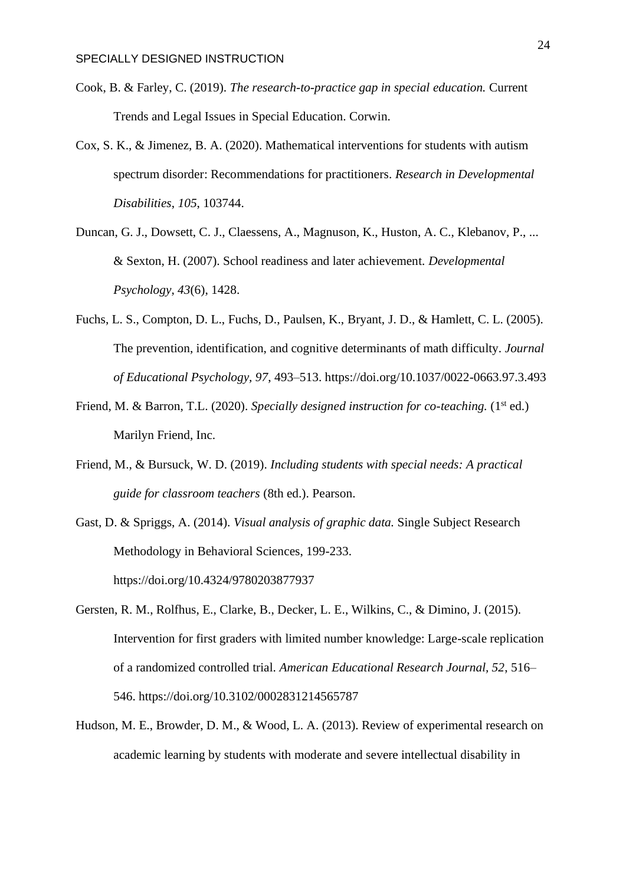Cook, B. & Farley, C. (2019). *The research-to-practice gap in special education.* Current Trends and Legal Issues in Special Education. Corwin.

Cox, S. K., & Jimenez, B. A. (2020). Mathematical interventions for students with autism spectrum disorder: Recommendations for practitioners. *Research in Developmental Disabilities*, *105*, 103744.

Duncan, G. J., Dowsett, C. J., Claessens, A., Magnuson, K., Huston, A. C., Klebanov, P., ... & Sexton, H. (2007). School readiness and later achievement. *Developmental Psychology*, *43*(6), 1428.

Fuchs, L. S., Compton, D. L., Fuchs, D., Paulsen, K., Bryant, J. D., & Hamlett, C. L. (2005). The prevention, identification, and cognitive determinants of math difficulty. *Journal of Educational Psychology, 97,* 493–513. https://doi.org/10.1037/0022-0663.97.3.493

Friend, M. & Barron, T.L. (2020). *Specially designed instruction for co-teaching.* (1st ed.) Marilyn Friend, Inc.

Friend, M., & Bursuck, W. D. (2019). *Including students with special needs: A practical guide for classroom teachers* (8th ed.). Pearson.

Gast, D. & Spriggs, A. (2014). *Visual analysis of graphic data.* Single Subject Research Methodology in Behavioral Sciences, 199-233. https://doi.org/10.4324/9780203877937

Gersten, R. M., Rolfhus, E., Clarke, B., Decker, L. E., Wilkins, C., & Dimino, J. (2015). Intervention for first graders with limited number knowledge: Large-scale replication of a randomized controlled trial. *American Educational Research Journal*, *52*, 516–546. https://doi.org/10.3102/0002831214565787

Hudson, M. E., Browder, D. M., & Wood, L. A. (2013). Review of experimental research on academic learning by students with moderate and severe intellectual disability in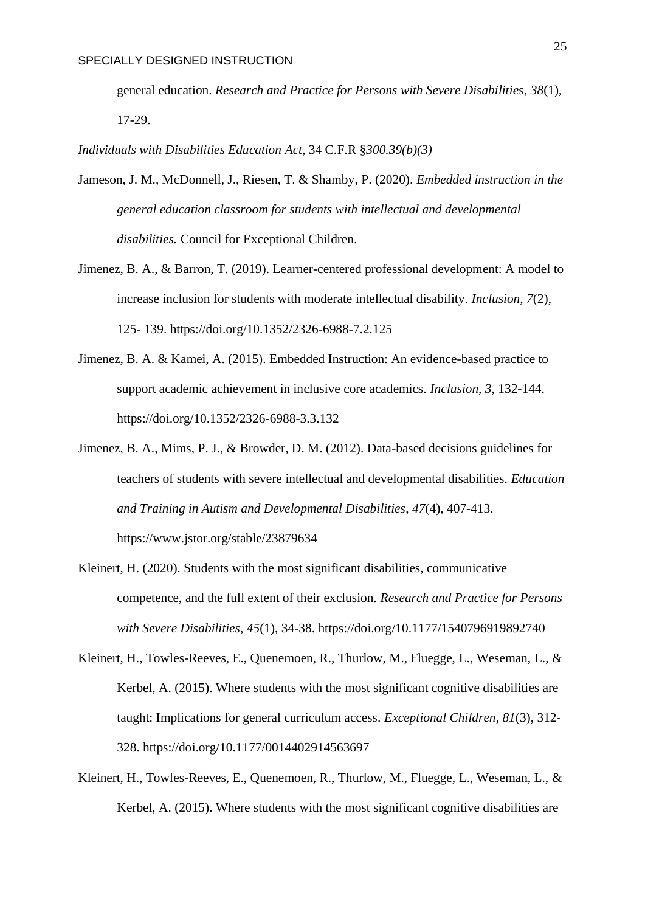general education. *Research and Practice for Persons with Severe Disabilities*, *38*(1), 17-29.

*Individuals with Disabilities Education Act*, 34 C.F.R §*300.39(b)(3)*

Jameson, J. M., McDonnell, J., Riesen, T. & Shamby, P. (2020). *Embedded instruction in the general education classroom for students with intellectual and developmental disabilities.* Council for Exceptional Children.

Jimenez, B. A., & Barron, T. (2019). Learner-centered professional development: A model to increase inclusion for students with moderate intellectual disability. *Inclusion, 7*(2), 125- 139. https://doi.org/10.1352/2326-6988-7.2.125

Jimenez, B. A. & Kamei, A. (2015). Embedded Instruction: An evidence-based practice to support academic achievement in inclusive core academics. *Inclusion, 3,* 132-144. https://doi.org/10.1352/2326-6988-3.3.132

Jimenez, B. A., Mims, P. J., & Browder, D. M. (2012). Data-based decisions guidelines for teachers of students with severe intellectual and developmental disabilities. *Education and Training in Autism and Developmental Disabilities*, *47*(4), 407-413. https://www.jstor.org/stable/23879634

Kleinert, H. (2020). Students with the most significant disabilities, communicative competence, and the full extent of their exclusion. *Research and Practice for Persons with Severe Disabilities*, *45*(1), 34-38. https://doi.org/10.1177/1540796919892740

Kleinert, H., Towles-Reeves, E., Quenemoen, R., Thurlow, M., Fluegge, L., Weseman, L., & Kerbel, A. (2015). Where students with the most significant cognitive disabilities are taught: Implications for general curriculum access. *Exceptional Children*, *81*(3), 312-328. https://doi.org/10.1177/0014402914563697

Kleinert, H., Towles-Reeves, E., Quenemoen, R., Thurlow, M., Fluegge, L., Weseman, L., & Kerbel, A. (2015). Where students with the most significant cognitive disabilities are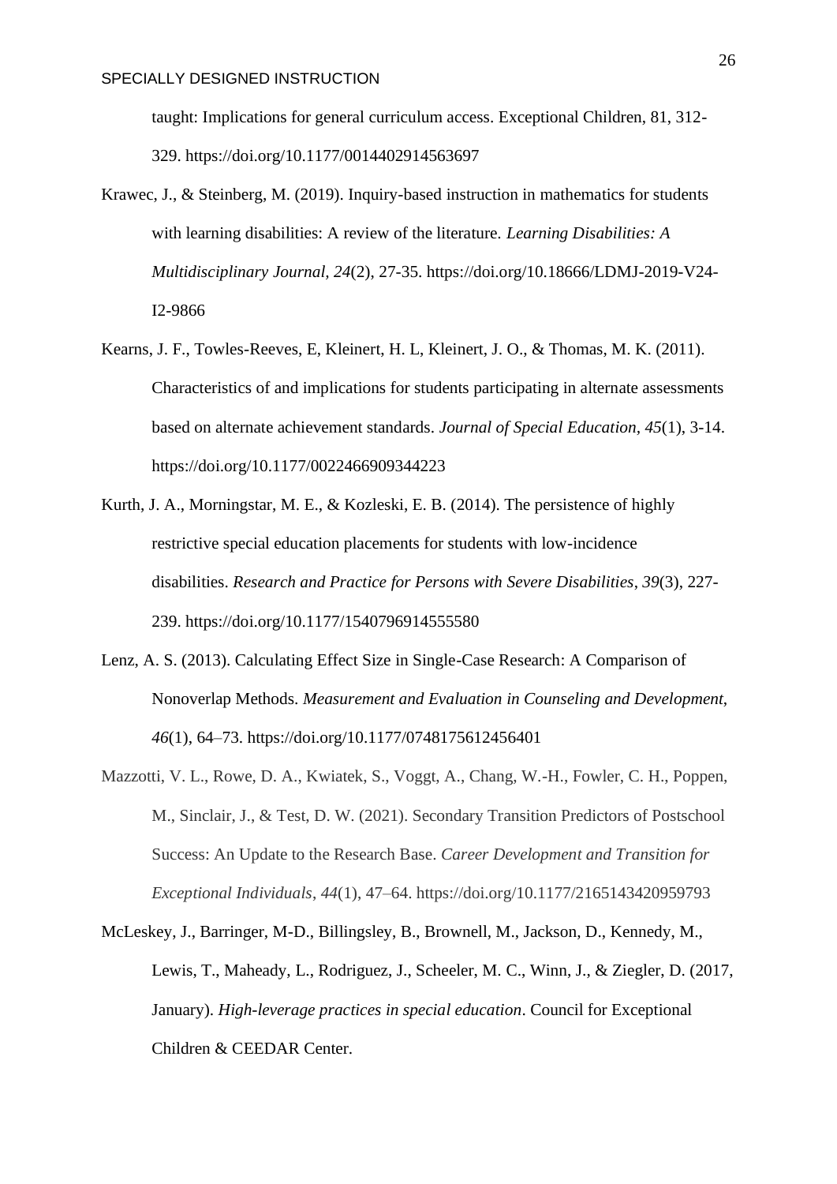taught: Implications for general curriculum access. Exceptional Children, 81, 312-329. https://doi.org/10.1177/0014402914563697

Krawec, J., & Steinberg, M. (2019). Inquiry-based instruction in mathematics for students with learning disabilities: A review of the literature. *Learning Disabilities: A Multidisciplinary Journal, 24*(2), 27-35. https://doi.org/10.18666/LDMJ-2019-V24-I2-9866

Kearns, J. F., Towles-Reeves, E, Kleinert, H. L, Kleinert, J. O., & Thomas, M. K. (2011). Characteristics of and implications for students participating in alternate assessments based on alternate achievement standards. *Journal of Special Education*, *45*(1), 3-14. https://doi.org/10.1177/0022466909344223

Kurth, J. A., Morningstar, M. E., & Kozleski, E. B. (2014). The persistence of highly restrictive special education placements for students with low-incidence disabilities. *Research and Practice for Persons with Severe Disabilities*, *39*(3), 227-239. https://doi.org/10.1177/1540796914555580

Lenz, A. S. (2013). Calculating Effect Size in Single-Case Research: A Comparison of Nonoverlap Methods. *Measurement and Evaluation in Counseling and Development*, *46*(1), 64–73. https://doi.org/10.1177/0748175612456401

Mazzotti, V. L., Rowe, D. A., Kwiatek, S., Voggt, A., Chang, W.-H., Fowler, C. H., Poppen, M., Sinclair, J., & Test, D. W. (2021). Secondary Transition Predictors of Postschool Success: An Update to the Research Base. *Career Development and Transition for Exceptional Individuals*, *44*(1), 47–64. https://doi.org/10.1177/2165143420959793

McLeskey, J., Barringer, M-D., Billingsley, B., Brownell, M., Jackson, D., Kennedy, M., Lewis, T., Maheady, L., Rodriguez, J., Scheeler, M. C., Winn, J., & Ziegler, D. (2017, January). *High-leverage practices in special education*. Council for Exceptional Children & CEEDAR Center.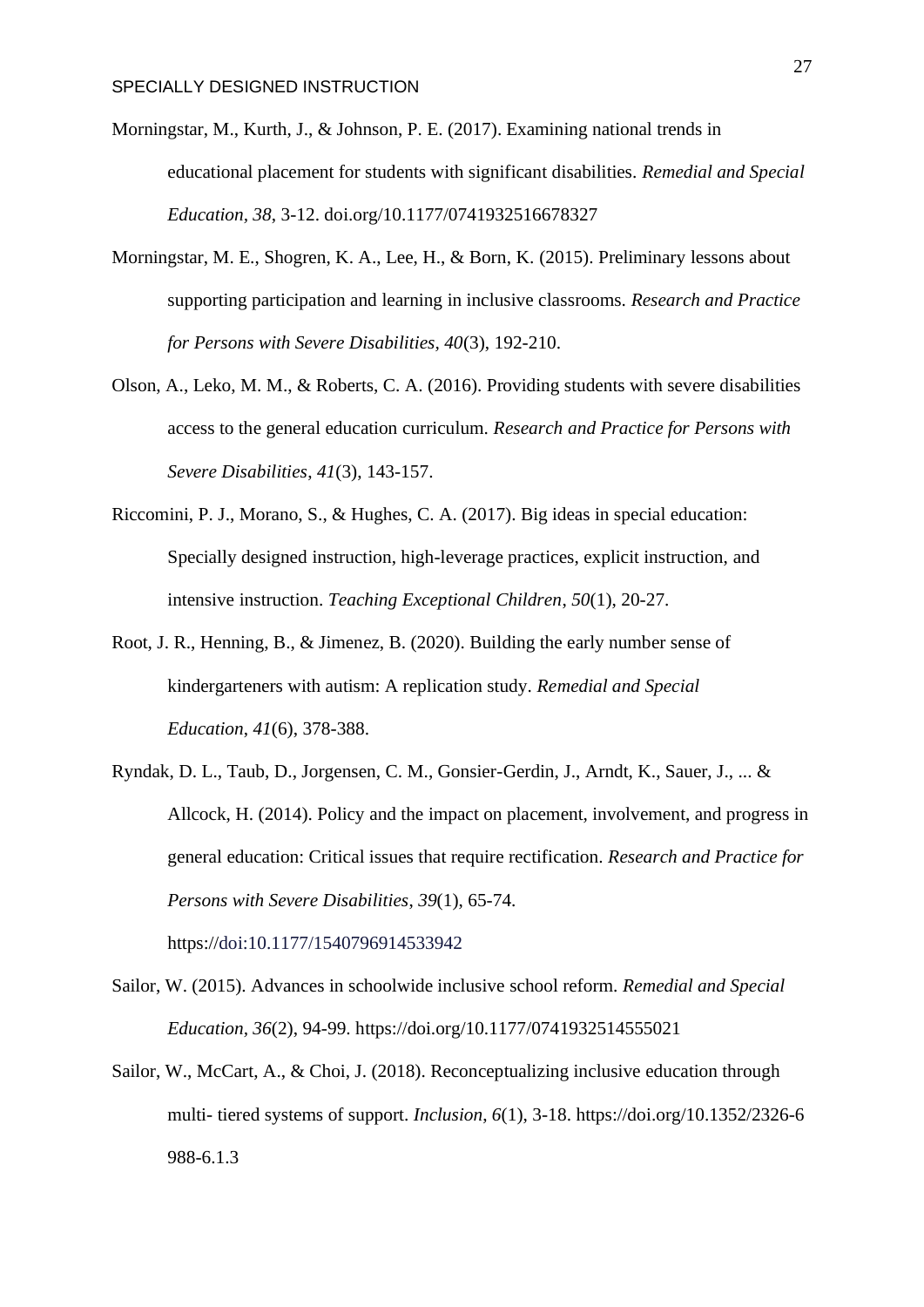Morningstar, M., Kurth, J., & Johnson, P. E. (2017). Examining national trends in educational placement for students with significant disabilities. *Remedial and Special Education*, *38*, 3-12. doi.org/10.1177/0741932516678327

Morningstar, M. E., Shogren, K. A., Lee, H., & Born, K. (2015). Preliminary lessons about supporting participation and learning in inclusive classrooms. *Research and Practice for Persons with Severe Disabilities*, *40*(3), 192-210.

Olson, A., Leko, M. M., & Roberts, C. A. (2016). Providing students with severe disabilities access to the general education curriculum. *Research and Practice for Persons with Severe Disabilities*, *41*(3), 143-157.

Riccomini, P. J., Morano, S., & Hughes, C. A. (2017). Big ideas in special education: Specially designed instruction, high-leverage practices, explicit instruction, and intensive instruction. *Teaching Exceptional Children*, *50*(1), 20-27.

Root, J. R., Henning, B., & Jimenez, B. (2020). Building the early number sense of kindergarteners with autism: A replication study. *Remedial and Special Education*, *41*(6), 378-388.

Ryndak, D. L., Taub, D., Jorgensen, C. M., Gonsier-Gerdin, J., Arndt, K., Sauer, J., ... & Allcock, H. (2014). Policy and the impact on placement, involvement, and progress in general education: Critical issues that require rectification. *Research and Practice for Persons with Severe Disabilities*, *39*(1), 65-74. https://doi:10.1177/1540796914533942

Sailor, W. (2015). Advances in schoolwide inclusive school reform. *Remedial and Special Education*, *36*(2), 94-99. https://doi.org/10.1177/0741932514555021

Sailor, W., McCart, A., & Choi, J. (2018). Reconceptualizing inclusive education through multi- tiered systems of support. *Inclusion*, *6*(1), 3-18. https://doi.org/10.1352/2326-6988-6.1.3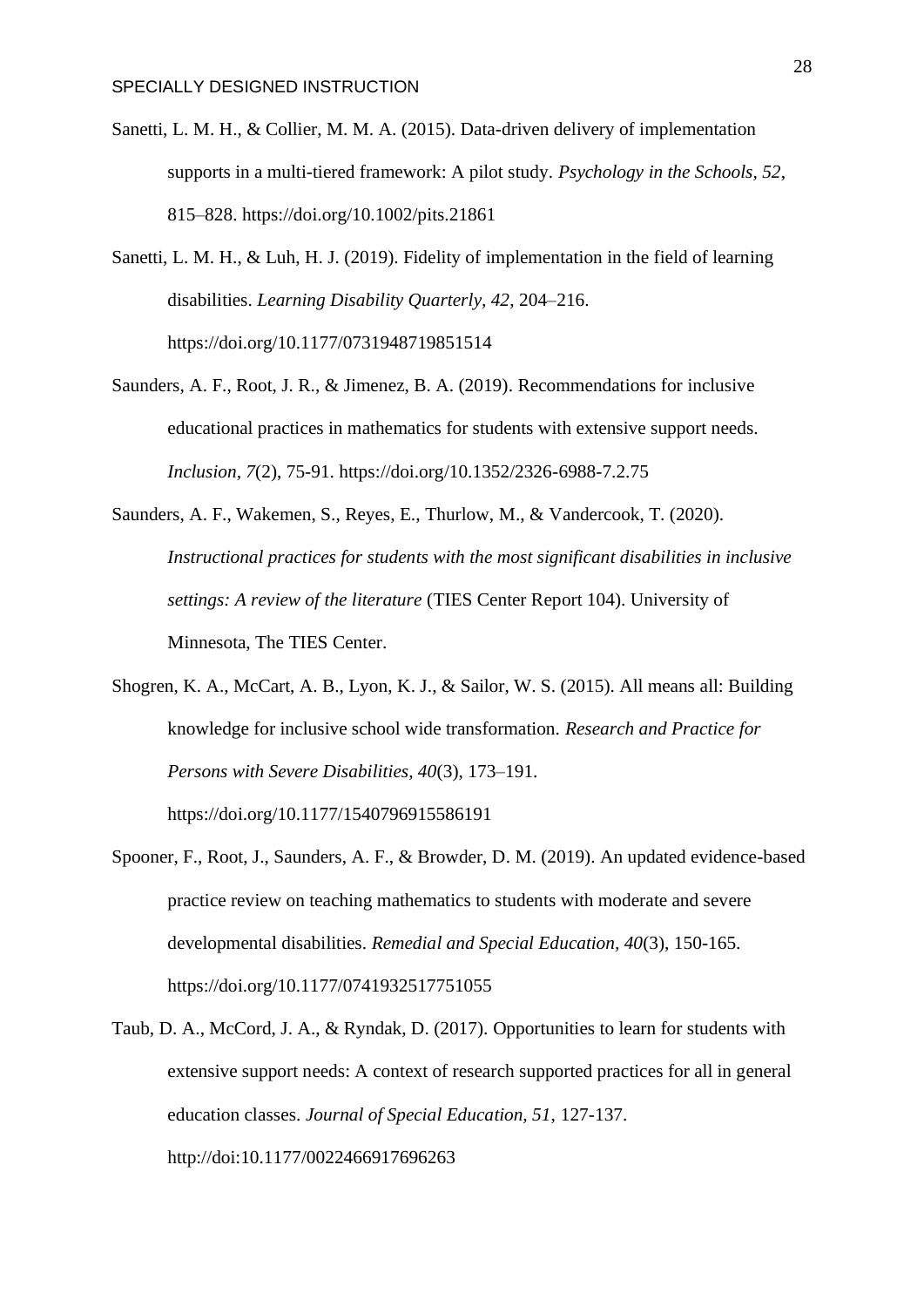Sanetti, L. M. H., & Collier, M. M. A. (2015). Data-driven delivery of implementation supports in a multi-tiered framework: A pilot study. *Psychology in the Schools, 52*, 815–828. https://doi.org/10.1002/pits.21861

Sanetti, L. M. H., & Luh, H. J. (2019). Fidelity of implementation in the field of learning disabilities. *Learning Disability Quarterly, 42*, 204–216. https://doi.org/10.1177/0731948719851514

Saunders, A. F., Root, J. R., & Jimenez, B. A. (2019). Recommendations for inclusive educational practices in mathematics for students with extensive support needs. *Inclusion, 7*(2), 75-91. https://doi.org/10.1352/2326-6988-7.2.75

Saunders, A. F., Wakemen, S., Reyes, E., Thurlow, M., & Vandercook, T. (2020). *Instructional practices for students with the most significant disabilities in inclusive settings: A review of the literature* (TIES Center Report 104). University of Minnesota, The TIES Center.

Shogren, K. A., McCart, A. B., Lyon, K. J., & Sailor, W. S. (2015). All means all: Building knowledge for inclusive school wide transformation. *Research and Practice for Persons with Severe Disabilities, 40*(3), 173–191. https://doi.org/10.1177/1540796915586191

Spooner, F., Root, J., Saunders, A. F., & Browder, D. M. (2019). An updated evidence-based practice review on teaching mathematics to students with moderate and severe developmental disabilities. *Remedial and Special Education, 40*(3), 150-165. https://doi.org/10.1177/0741932517751055

Taub, D. A., McCord, J. A., & Ryndak, D. (2017). Opportunities to learn for students with extensive support needs: A context of research supported practices for all in general education classes. *Journal of Special Education, 51*, 127-137. http://doi:10.1177/0022466917696263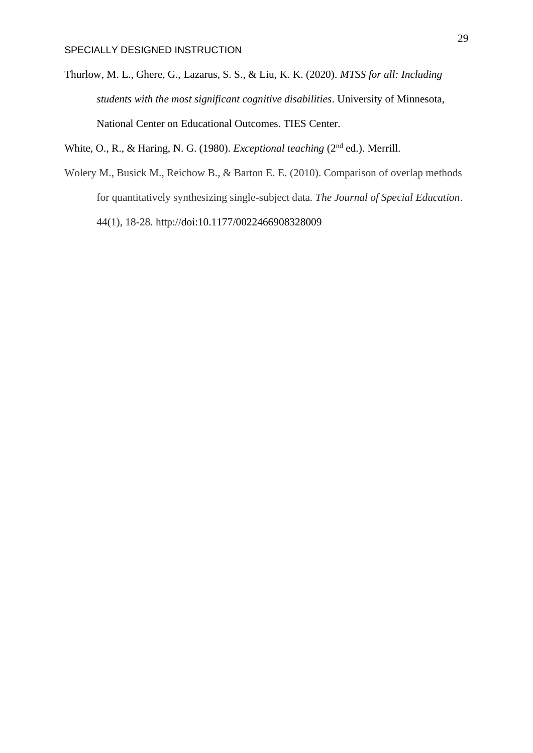Thurlow, M. L., Ghere, G., Lazarus, S. S., & Liu, K. K. (2020). *MTSS for all: Including students with the most significant cognitive disabilities*. University of Minnesota, National Center on Educational Outcomes. TIES Center.

White, O., R., & Haring, N. G. (1980). *Exceptional teaching* (2nd ed.). Merrill.

Wolery M., Busick M., Reichow B., & Barton E. E. (2010). Comparison of overlap methods for quantitatively synthesizing single-subject data. *The Journal of Special Education*. 44(1), 18-28. http://doi:10.1177/0022466908328009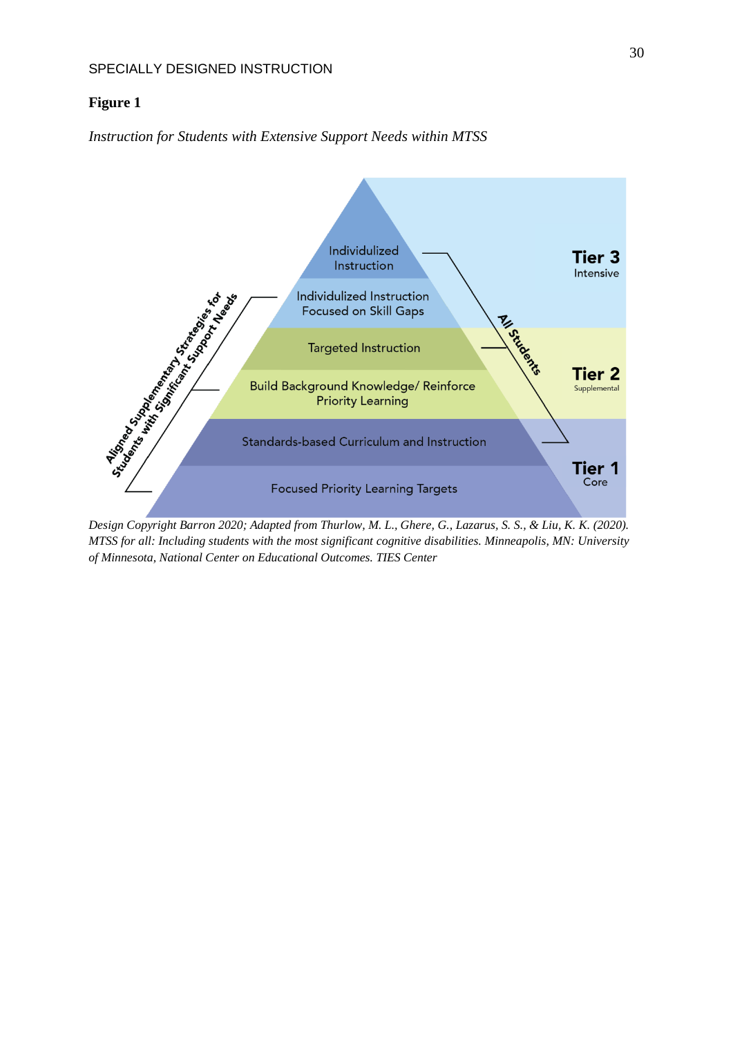**Figure 1**

*Instruction for Students with Extensive Support Needs within MTSS*

Individulized Instruction

Individulized Instruction Focused on Skill Gaps

Targeted Instruction

Build Background Knowledge/ Reinforce Priority Learning

Standards-based Curriculum and Instruction

Focused Priority Learning Targets

Tier 3 Intensive

Tier 2 Supplemental

Tier 1 Core

All Students

Aligned Supplementary Strategies for Students with Significant Support Needs

*Design Copyright Barron 2020; Adapted from Thurlow, M. L., Ghere, G., Lazarus, S. S., & Liu, K. K. (2020). MTSS for all: Including students with the most significant cognitive disabilities. Minneapolis, MN: University of Minnesota, National Center on Educational Outcomes. TIES Center*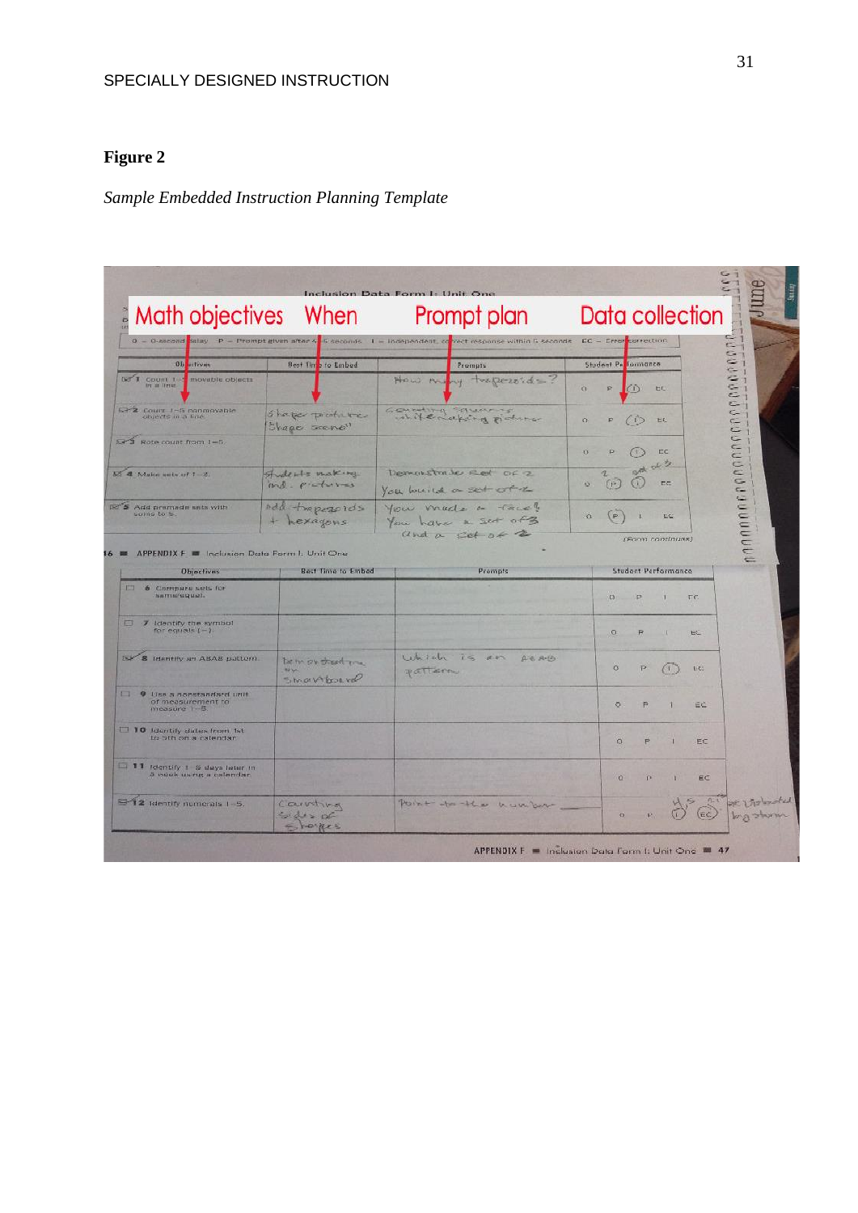**Figure 2**

*Sample Embedded Instruction Planning Template*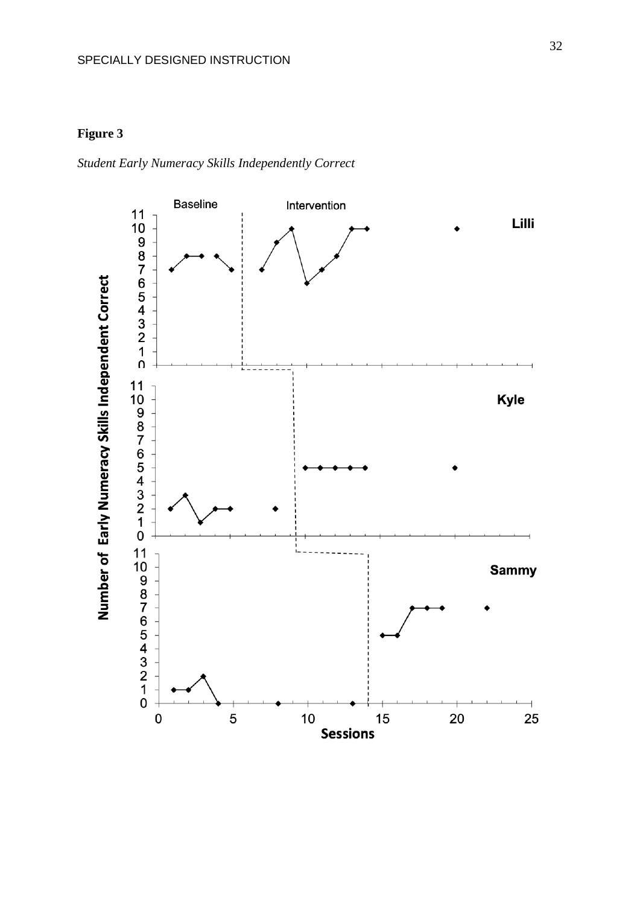**Figure 3**

*Student Early Numeracy Skills Independently Correct*

Baseline

Intervention

Lilli

Kyle

Sammy

Number of Early Numeracy Skills Independent Correct

0
1
2
3
4
5
6
7
8
9
10
11

0
5
10
15
20
25

Sessions